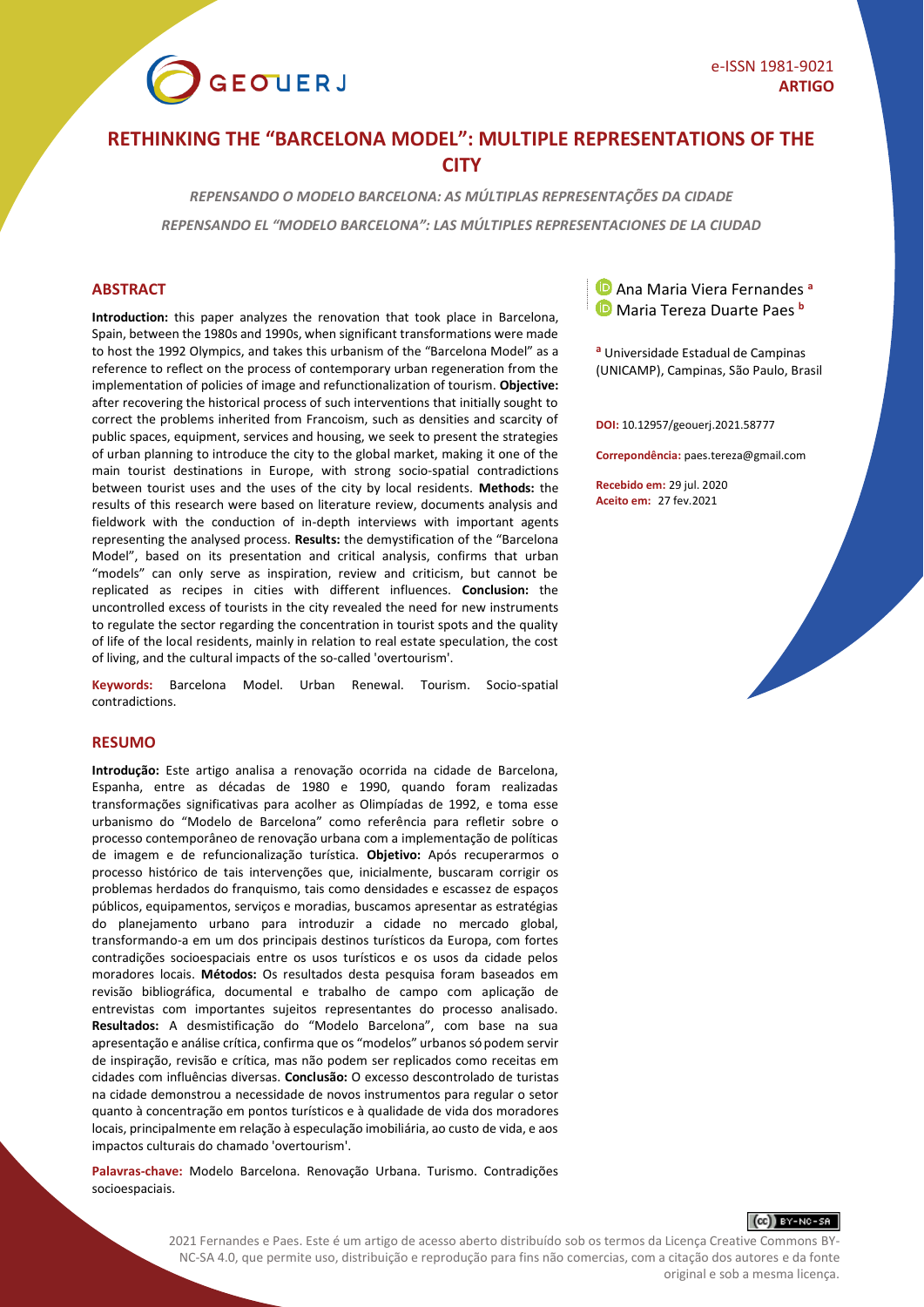e-ISSN 1981-9021
**ARTIGO**

# RETHINKING THE "BARCELONA MODEL": MULTIPLE REPRESENTATIONS OF THE CITY

*REPENSANDO O MODELO BARCELONA: AS MÚLTIPLAS REPRESENTAÇÕES DA CIDADE*

*REPENSANDO EL "MODELO BARCELONA": LAS MÚLTIPLES REPRESENTACIONES DE LA CIUDAD*

Ana Maria Viera Fernandes [a]
Maria Tereza Duarte Paes [b]

[a] Universidade Estadual de Campinas (UNICAMP), Campinas, São Paulo, Brasil

**DOI:** 10.12957/geouerj.2021.58777

**Correpondência:** paes.tereza@gmail.com

**Recebido em:** 29 jul. 2020
**Aceito em:** 27 fev.2021

## ABSTRACT

**Introduction:** this paper analyzes the renovation that took place in Barcelona, Spain, between the 1980s and 1990s, when significant transformations were made to host the 1992 Olympics, and takes this urbanism of the "Barcelona Model" as a reference to reflect on the process of contemporary urban regeneration from the implementation of policies of image and refunctionalization of tourism. **Objective:** after recovering the historical process of such interventions that initially sought to correct the problems inherited from Francoism, such as densities and scarcity of public spaces, equipment, services and housing, we seek to present the strategies of urban planning to introduce the city to the global market, making it one of the main tourist destinations in Europe, with strong socio-spatial contradictions between tourist uses and the uses of the city by local residents. **Methods:** the results of this research were based on literature review, documents analysis and fieldwork with the conduction of in-depth interviews with important agents representing the analysed process. **Results:** the demystification of the "Barcelona Model", based on its presentation and critical analysis, confirms that urban "models" can only serve as inspiration, review and criticism, but cannot be replicated as recipes in cities with different influences. **Conclusion:** the uncontrolled excess of tourists in the city revealed the need for new instruments to regulate the sector regarding the concentration in tourist spots and the quality of life of the local residents, mainly in relation to real estate speculation, the cost of living, and the cultural impacts of the so-called 'overtourism'.

**Keywords:** Barcelona Model. Urban Renewal. Tourism. Socio-spatial contradictions.

## RESUMO

**Introdução:** Este artigo analisa a renovação ocorrida na cidade de Barcelona, Espanha, entre as décadas de 1980 e 1990, quando foram realizadas transformações significativas para acolher as Olimpíadas de 1992, e toma esse urbanismo do "Modelo de Barcelona" como referência para refletir sobre o processo contemporâneo de renovação urbana com a implementação de políticas de imagem e de refuncionalização turística. **Objetivo:** Após recuperarmos o processo histórico de tais intervenções que, inicialmente, buscaram corrigir os problemas herdados do franquismo, tais como densidades e escassez de espaços públicos, equipamentos, serviços e moradias, buscamos apresentar as estratégias do planejamento urbano para introduzir a cidade no mercado global, transformando-a em um dos principais destinos turísticos da Europa, com fortes contradições socioespaciais entre os usos turísticos e os usos da cidade pelos moradores locais. **Métodos:** Os resultados desta pesquisa foram baseados em revisão bibliográfica, documental e trabalho de campo com aplicação de entrevistas com importantes sujeitos representantes do processo analisado. **Resultados:** A desmistificação do "Modelo Barcelona", com base na sua apresentação e análise crítica, confirma que os "modelos" urbanos só podem servir de inspiração, revisão e crítica, mas não podem ser replicados como receitas em cidades com influências diversas. **Conclusão:** O excesso descontrolado de turistas na cidade demonstrou a necessidade de novos instrumentos para regular o setor quanto à concentração em pontos turísticos e à qualidade de vida dos moradores locais, principalmente em relação à especulação imobiliária, ao custo de vida, e aos impactos culturais do chamado 'overtourism'.

**Palavras-chave:** Modelo Barcelona. Renovação Urbana. Turismo. Contradições socioespaciais.

2021 Fernandes e Paes. Este é um artigo de acesso aberto distribuído sob os termos da Licença Creative Commons BY-NC-SA 4.0, que permite uso, distribuição e reprodução para fins não comerciais, com a citação dos autores e da fonte original e sob a mesma licença.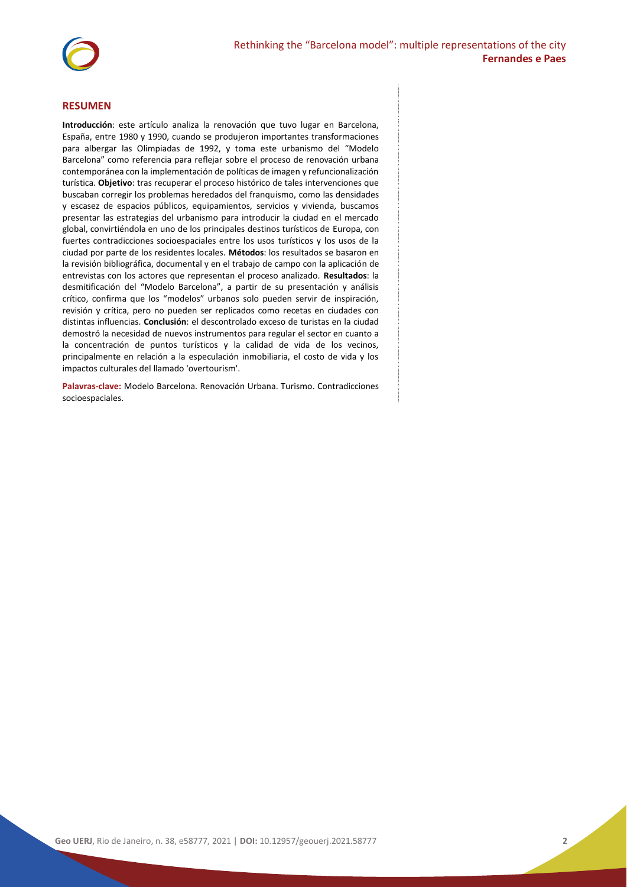## RESUMEN

**Introducción**: este artículo analiza la renovación que tuvo lugar en Barcelona, España, entre 1980 y 1990, cuando se produjeron importantes transformaciones para albergar las Olimpiadas de 1992, y toma este urbanismo del "Modelo Barcelona" como referencia para reflejar sobre el proceso de renovación urbana contemporánea con la implementación de políticas de imagen y refuncionalización turística. **Objetivo**: tras recuperar el proceso histórico de tales intervenciones que buscaban corregir los problemas heredados del franquismo, como las densidades y escasez de espacios públicos, equipamientos, servicios y vivienda, buscamos presentar las estrategias del urbanismo para introducir la ciudad en el mercado global, convirtiéndola en uno de los principales destinos turísticos de Europa, con fuertes contradicciones socioespaciales entre los usos turísticos y los usos de la ciudad por parte de los residentes locales. **Métodos**: los resultados se basaron en la revisión bibliográfica, documental y en el trabajo de campo con la aplicación de entrevistas con los actores que representan el proceso analizado. **Resultados**: la desmitificación del "Modelo Barcelona", a partir de su presentación y análisis crítico, confirma que los "modelos" urbanos solo pueden servir de inspiración, revisión y crítica, pero no pueden ser replicados como recetas en ciudades con distintas influencias. **Conclusión**: el descontrolado exceso de turistas en la ciudad demostró la necesidad de nuevos instrumentos para regular el sector en cuanto a la concentración de puntos turísticos y la calidad de vida de los vecinos, principalmente en relación a la especulación inmobiliaria, el costo de vida y los impactos culturales del llamado 'overtourism'.

**Palavras-clave:** Modelo Barcelona. Renovación Urbana. Turismo. Contradicciones socioespaciales.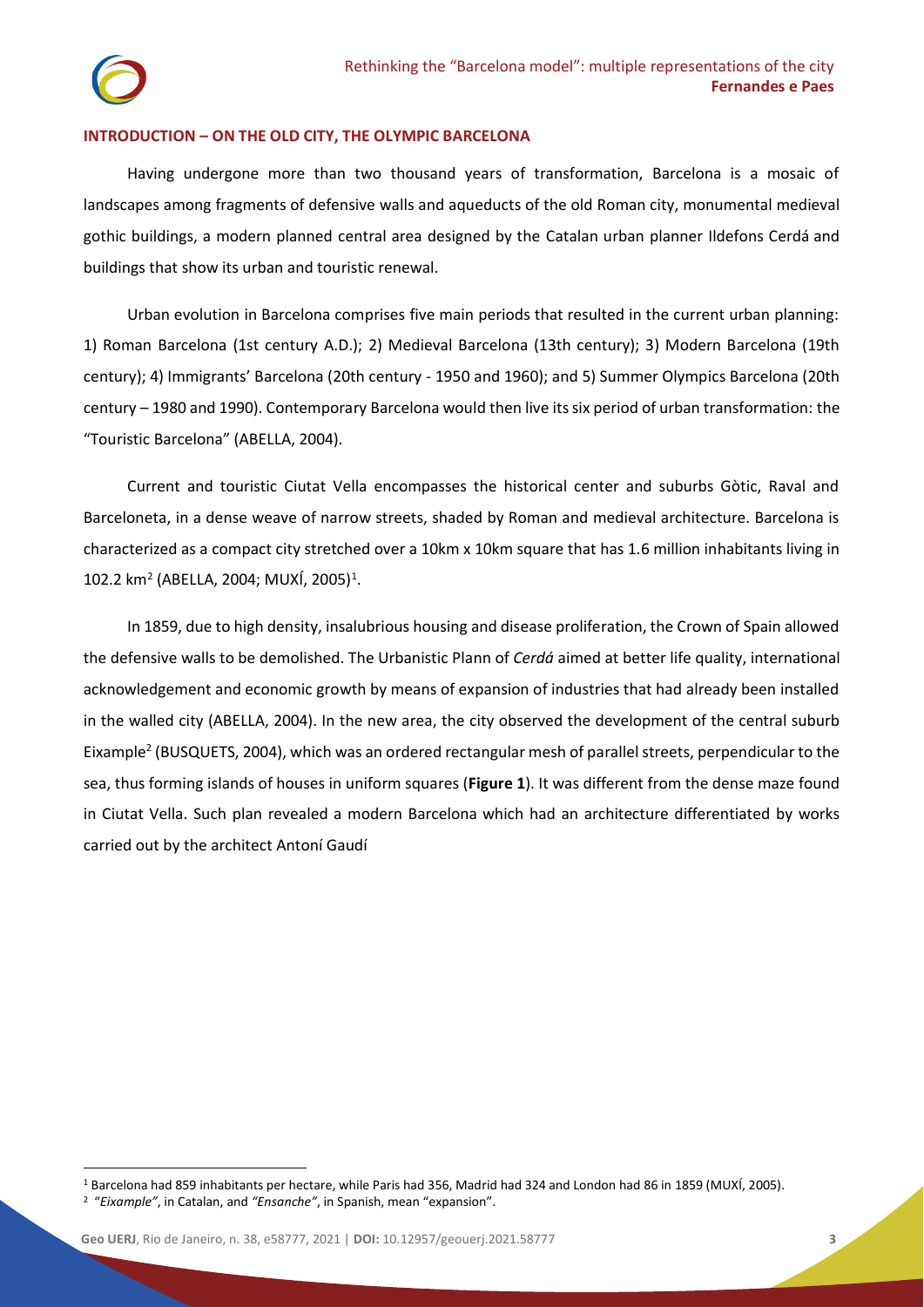## INTRODUCTION – ON THE OLD CITY, THE OLYMPIC BARCELONA

Having undergone more than two thousand years of transformation, Barcelona is a mosaic of landscapes among fragments of defensive walls and aqueducts of the old Roman city, monumental medieval gothic buildings, a modern planned central area designed by the Catalan urban planner Ildefons Cerdá and buildings that show its urban and touristic renewal.

Urban evolution in Barcelona comprises five main periods that resulted in the current urban planning: 1) Roman Barcelona (1st century A.D.); 2) Medieval Barcelona (13th century); 3) Modern Barcelona (19th century); 4) Immigrants' Barcelona (20th century - 1950 and 1960); and 5) Summer Olympics Barcelona (20th century – 1980 and 1990). Contemporary Barcelona would then live its six period of urban transformation: the "Touristic Barcelona" (ABELLA, 2004).

Current and touristic Ciutat Vella encompasses the historical center and suburbs Gòtic, Raval and Barceloneta, in a dense weave of narrow streets, shaded by Roman and medieval architecture. Barcelona is characterized as a compact city stretched over a 10km x 10km square that has 1.6 million inhabitants living in 102.2 km$^2$ (ABELLA, 2004; MUXÍ, 2005)[1].

In 1859, due to high density, insalubrious housing and disease proliferation, the Crown of Spain allowed the defensive walls to be demolished. The Urbanistic Plann of *Cerdá* aimed at better life quality, international acknowledgement and economic growth by means of expansion of industries that had already been installed in the walled city (ABELLA, 2004). In the new area, the city observed the development of the central suburb Eixample[2] (BUSQUETS, 2004), which was an ordered rectangular mesh of parallel streets, perpendicular to the sea, thus forming islands of houses in uniform squares (**Figure 1**). It was different from the dense maze found in Ciutat Vella. Such plan revealed a modern Barcelona which had an architecture differentiated by works carried out by the architect Antoní Gaudí

---

[1] Barcelona had 859 inhabitants per hectare, while Paris had 356, Madrid had 324 and London had 86 in 1859 (MUXÍ, 2005).

[2] "*Eixample"*, in Catalan, and *"Ensanche"*, in Spanish, mean "expansion".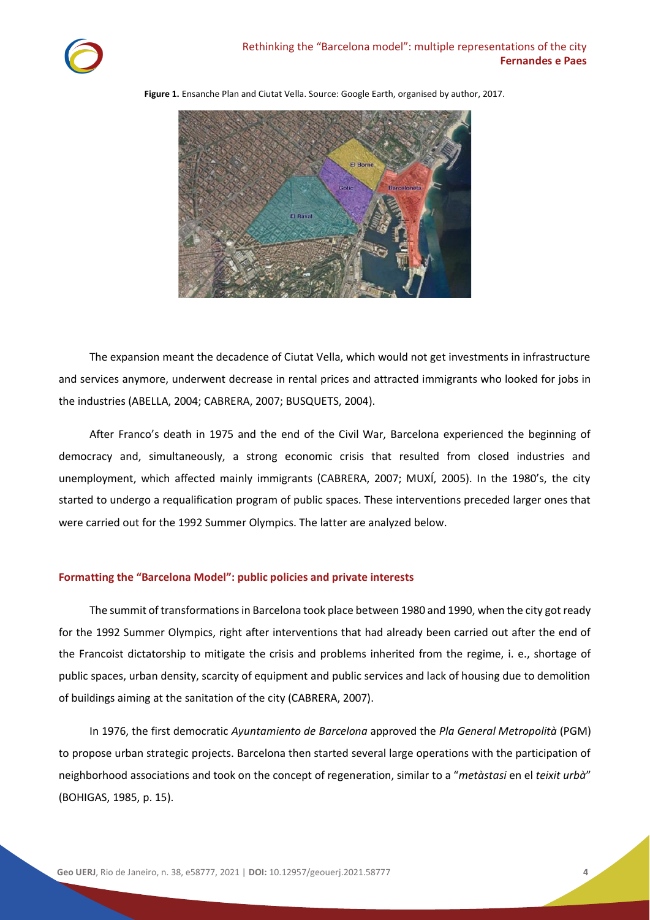**Figure 1.** Ensanche Plan and Ciutat Vella. Source: Google Earth, organised by author, 2017.

The expansion meant the decadence of Ciutat Vella, which would not get investments in infrastructure and services anymore, underwent decrease in rental prices and attracted immigrants who looked for jobs in the industries (ABELLA, 2004; CABRERA, 2007; BUSQUETS, 2004).

After Franco's death in 1975 and the end of the Civil War, Barcelona experienced the beginning of democracy and, simultaneously, a strong economic crisis that resulted from closed industries and unemployment, which affected mainly immigrants (CABRERA, 2007; MUXÍ, 2005). In the 1980's, the city started to undergo a requalification program of public spaces. These interventions preceded larger ones that were carried out for the 1992 Summer Olympics. The latter are analyzed below.

## Formatting the "Barcelona Model": public policies and private interests

The summit of transformations in Barcelona took place between 1980 and 1990, when the city got ready for the 1992 Summer Olympics, right after interventions that had already been carried out after the end of the Francoist dictatorship to mitigate the crisis and problems inherited from the regime, i. e., shortage of public spaces, urban density, scarcity of equipment and public services and lack of housing due to demolition of buildings aiming at the sanitation of the city (CABRERA, 2007).

In 1976, the first democratic *Ayuntamiento de Barcelona* approved the *Pla General Metropolità* (PGM) to propose urban strategic projects. Barcelona then started several large operations with the participation of neighborhood associations and took on the concept of regeneration, similar to a "*metàstasi* en el *teixit urbà*" (BOHIGAS, 1985, p. 15).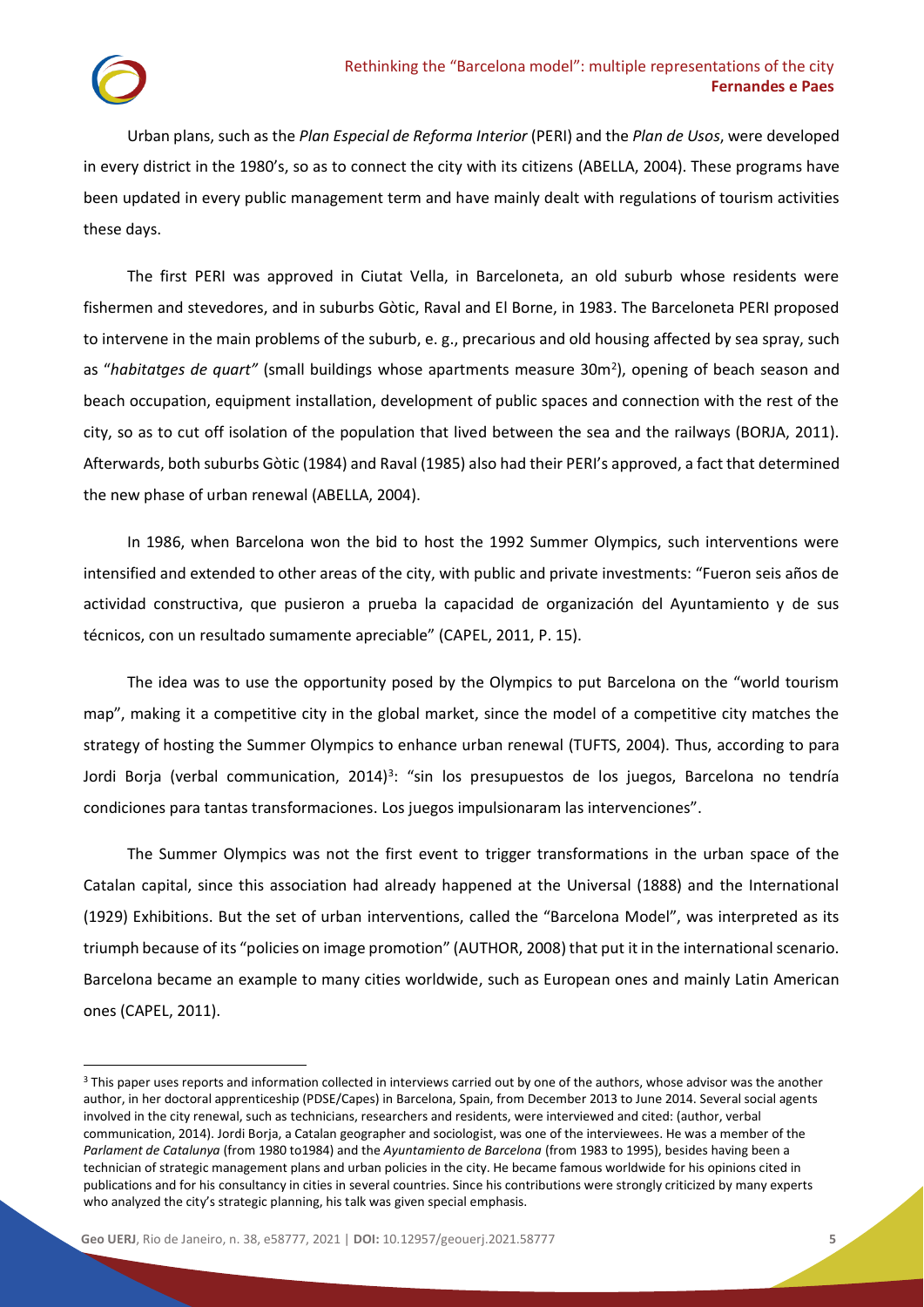Urban plans, such as the *Plan Especial de Reforma Interior* (PERI) and the *Plan de Usos*, were developed in every district in the 1980's, so as to connect the city with its citizens (ABELLA, 2004). These programs have been updated in every public management term and have mainly dealt with regulations of tourism activities these days.

The first PERI was approved in Ciutat Vella, in Barceloneta, an old suburb whose residents were fishermen and stevedores, and in suburbs Gòtic, Raval and El Borne, in 1983. The Barceloneta PERI proposed to intervene in the main problems of the suburb, e. g., precarious and old housing affected by sea spray, such as "*habitatges de quart"* (small buildings whose apartments measure 30m²), opening of beach season and beach occupation, equipment installation, development of public spaces and connection with the rest of the city, so as to cut off isolation of the population that lived between the sea and the railways (BORJA, 2011). Afterwards, both suburbs Gòtic (1984) and Raval (1985) also had their PERI's approved, a fact that determined the new phase of urban renewal (ABELLA, 2004).

In 1986, when Barcelona won the bid to host the 1992 Summer Olympics, such interventions were intensified and extended to other areas of the city, with public and private investments: "Fueron seis años de actividad constructiva, que pusieron a prueba la capacidad de organización del Ayuntamiento y de sus técnicos, con un resultado sumamente apreciable" (CAPEL, 2011, P. 15).

The idea was to use the opportunity posed by the Olympics to put Barcelona on the "world tourism map", making it a competitive city in the global market, since the model of a competitive city matches the strategy of hosting the Summer Olympics to enhance urban renewal (TUFTS, 2004). Thus, according to para Jordi Borja (verbal communication, 2014)[3]: "sin los presupuestos de los juegos, Barcelona no tendría condiciones para tantas transformaciones. Los juegos impulsionaram las intervenciones".

The Summer Olympics was not the first event to trigger transformations in the urban space of the Catalan capital, since this association had already happened at the Universal (1888) and the International (1929) Exhibitions. But the set of urban interventions, called the "Barcelona Model", was interpreted as its triumph because of its "policies on image promotion" (AUTHOR, 2008) that put it in the international scenario. Barcelona became an example to many cities worldwide, such as European ones and mainly Latin American ones (CAPEL, 2011).

---

[3] This paper uses reports and information collected in interviews carried out by one of the authors, whose advisor was the another author, in her doctoral apprenticeship (PDSE/Capes) in Barcelona, Spain, from December 2013 to June 2014. Several social agents involved in the city renewal, such as technicians, researchers and residents, were interviewed and cited: (author, verbal communication, 2014). Jordi Borja, a Catalan geographer and sociologist, was one of the interviewees. He was a member of the *Parlament de Catalunya* (from 1980 to1984) and the *Ayuntamiento de Barcelona* (from 1983 to 1995), besides having been a technician of strategic management plans and urban policies in the city. He became famous worldwide for his opinions cited in publications and for his consultancy in cities in several countries. Since his contributions were strongly criticized by many experts who analyzed the city's strategic planning, his talk was given special emphasis.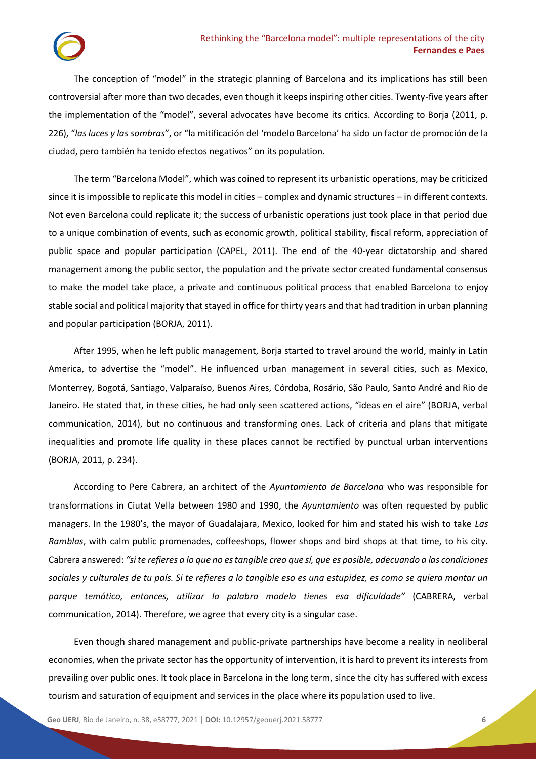The conception of "model" in the strategic planning of Barcelona and its implications has still been controversial after more than two decades, even though it keeps inspiring other cities. Twenty-five years after the implementation of the "model", several advocates have become its critics. According to Borja (2011, p. 226), "*las luces y las sombras*", or "la mitificación del 'modelo Barcelona' ha sido un factor de promoción de la ciudad, pero también ha tenido efectos negativos" on its population.

The term "Barcelona Model", which was coined to represent its urbanistic operations, may be criticized since it is impossible to replicate this model in cities – complex and dynamic structures – in different contexts. Not even Barcelona could replicate it; the success of urbanistic operations just took place in that period due to a unique combination of events, such as economic growth, political stability, fiscal reform, appreciation of public space and popular participation (CAPEL, 2011). The end of the 40-year dictatorship and shared management among the public sector, the population and the private sector created fundamental consensus to make the model take place, a private and continuous political process that enabled Barcelona to enjoy stable social and political majority that stayed in office for thirty years and that had tradition in urban planning and popular participation (BORJA, 2011).

After 1995, when he left public management, Borja started to travel around the world, mainly in Latin America, to advertise the "model". He influenced urban management in several cities, such as Mexico, Monterrey, Bogotá, Santiago, Valparaíso, Buenos Aires, Córdoba, Rosário, São Paulo, Santo André and Rio de Janeiro. He stated that, in these cities, he had only seen scattered actions, "ideas en el aire" (BORJA, verbal communication, 2014), but no continuous and transforming ones. Lack of criteria and plans that mitigate inequalities and promote life quality in these places cannot be rectified by punctual urban interventions (BORJA, 2011, p. 234).

According to Pere Cabrera, an architect of the *Ayuntamiento de Barcelona* who was responsible for transformations in Ciutat Vella between 1980 and 1990, the *Ayuntamiento* was often requested by public managers. In the 1980's, the mayor of Guadalajara, Mexico, looked for him and stated his wish to take *Las Ramblas*, with calm public promenades, coffeeshops, flower shops and bird shops at that time, to his city. Cabrera answered: *"si te refieres a lo que no es tangible creo que sí, que es posible, adecuando a las condiciones sociales y culturales de tu país. Si te refieres a lo tangible eso es una estupidez, es como se quiera montar un parque temático, entonces, utilizar la palabra modelo tienes esa dificuldade"* (CABRERA, verbal communication, 2014). Therefore, we agree that every city is a singular case.

Even though shared management and public-private partnerships have become a reality in neoliberal economies, when the private sector has the opportunity of intervention, it is hard to prevent its interests from prevailing over public ones. It took place in Barcelona in the long term, since the city has suffered with excess tourism and saturation of equipment and services in the place where its population used to live.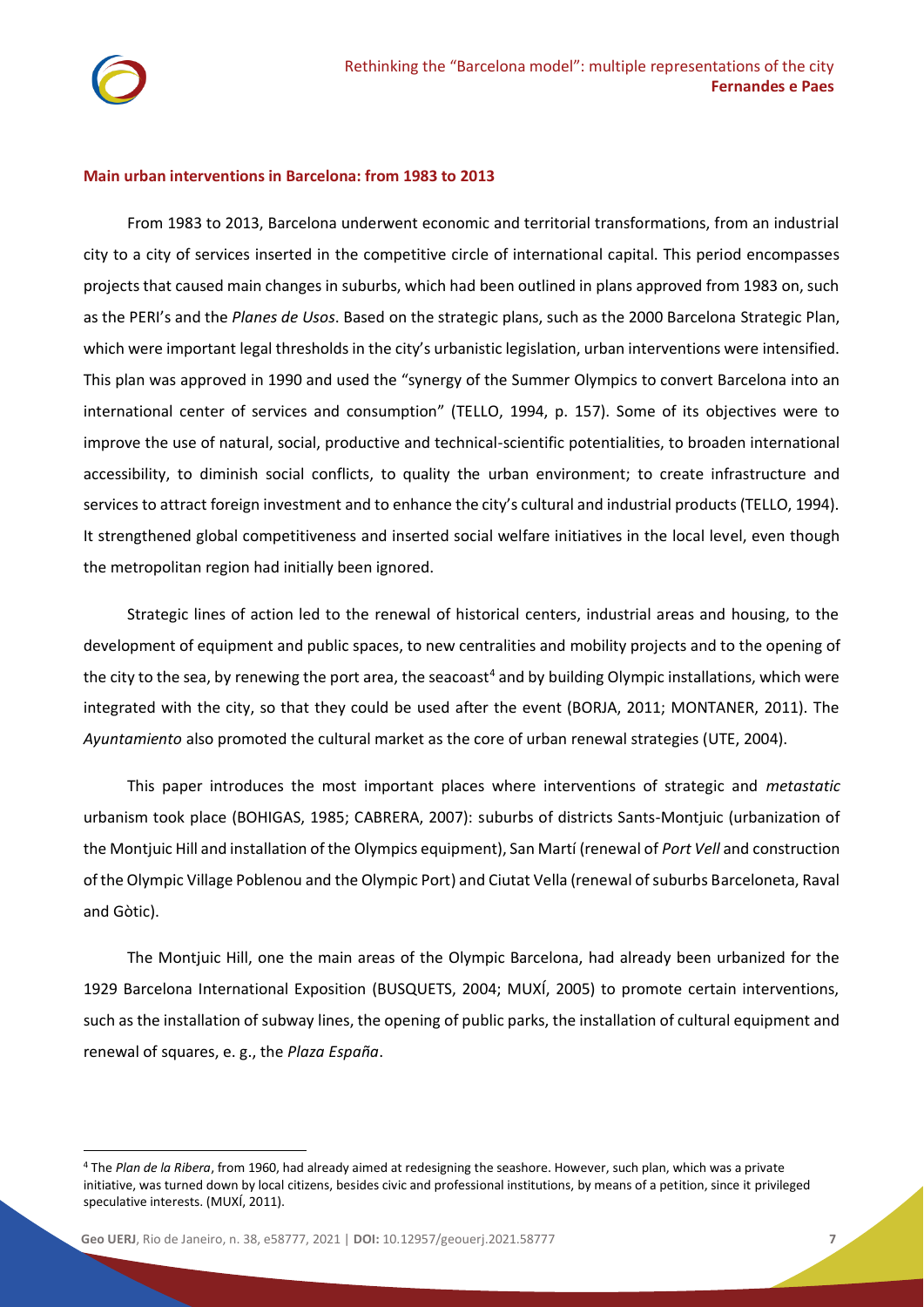## Main urban interventions in Barcelona: from 1983 to 2013

From 1983 to 2013, Barcelona underwent economic and territorial transformations, from an industrial city to a city of services inserted in the competitive circle of international capital. This period encompasses projects that caused main changes in suburbs, which had been outlined in plans approved from 1983 on, such as the PERI's and the *Planes de Usos*. Based on the strategic plans, such as the 2000 Barcelona Strategic Plan, which were important legal thresholds in the city's urbanistic legislation, urban interventions were intensified. This plan was approved in 1990 and used the "synergy of the Summer Olympics to convert Barcelona into an international center of services and consumption" (TELLO, 1994, p. 157). Some of its objectives were to improve the use of natural, social, productive and technical-scientific potentialities, to broaden international accessibility, to diminish social conflicts, to quality the urban environment; to create infrastructure and services to attract foreign investment and to enhance the city's cultural and industrial products (TELLO, 1994). It strengthened global competitiveness and inserted social welfare initiatives in the local level, even though the metropolitan region had initially been ignored.

Strategic lines of action led to the renewal of historical centers, industrial areas and housing, to the development of equipment and public spaces, to new centralities and mobility projects and to the opening of the city to the sea, by renewing the port area, the seacoast[4] and by building Olympic installations, which were integrated with the city, so that they could be used after the event (BORJA, 2011; MONTANER, 2011). The *Ayuntamiento* also promoted the cultural market as the core of urban renewal strategies (UTE, 2004).

This paper introduces the most important places where interventions of strategic and *metastatic* urbanism took place (BOHIGAS, 1985; CABRERA, 2007): suburbs of districts Sants-Montjuic (urbanization of the Montjuic Hill and installation of the Olympics equipment), San Martí (renewal of *Port Vell* and construction of the Olympic Village Poblenou and the Olympic Port) and Ciutat Vella (renewal of suburbs Barceloneta, Raval and Gòtic).

The Montjuic Hill, one the main areas of the Olympic Barcelona, had already been urbanized for the 1929 Barcelona International Exposition (BUSQUETS, 2004; MUXÍ, 2005) to promote certain interventions, such as the installation of subway lines, the opening of public parks, the installation of cultural equipment and renewal of squares, e. g., the *Plaza España*.

---

[4] The *Plan de la Ribera*, from 1960, had already aimed at redesigning the seashore. However, such plan, which was a private initiative, was turned down by local citizens, besides civic and professional institutions, by means of a petition, since it privileged speculative interests. (MUXÍ, 2011).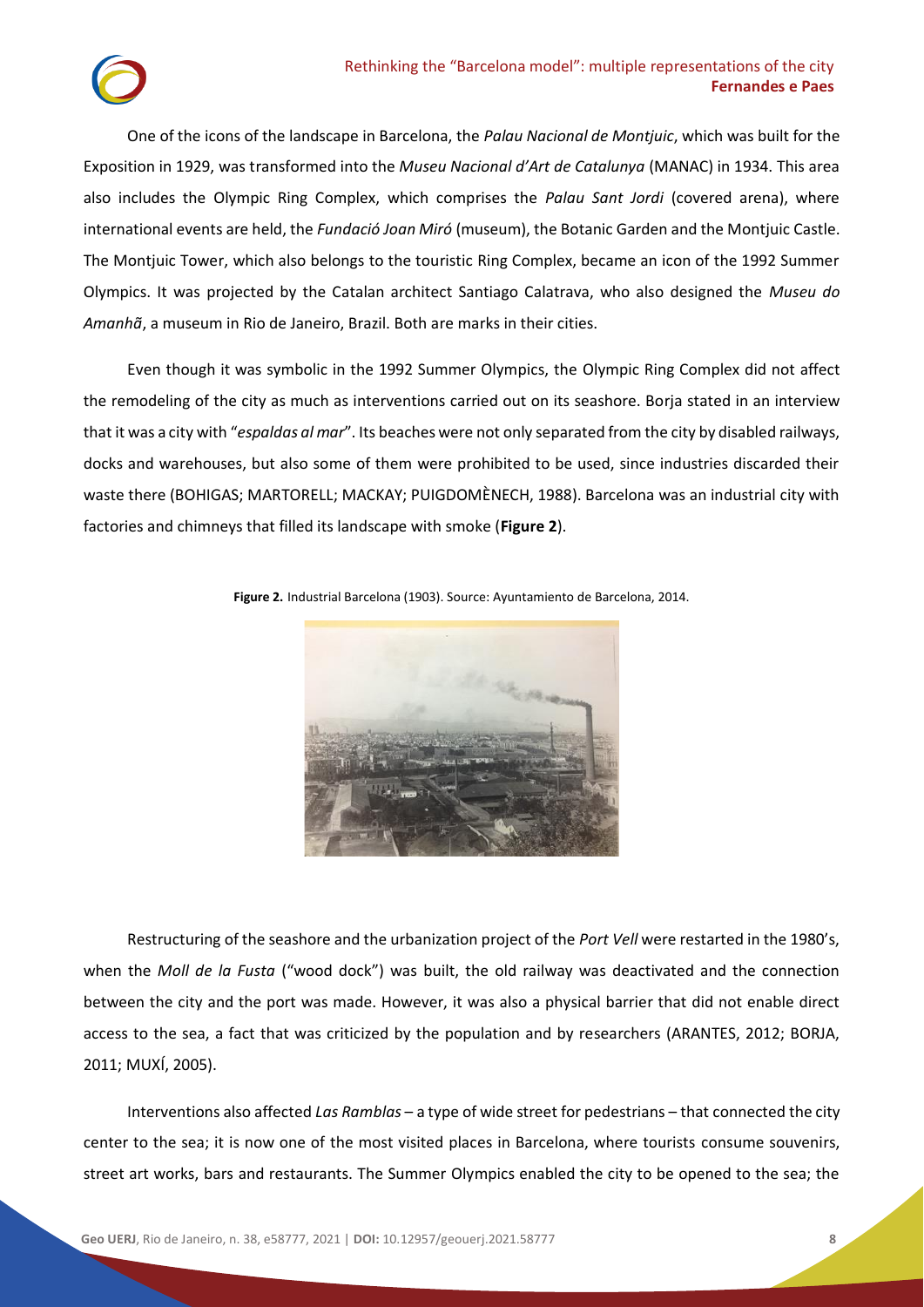One of the icons of the landscape in Barcelona, the *Palau Nacional de Montjuic*, which was built for the Exposition in 1929, was transformed into the *Museu Nacional d'Art de Catalunya* (MANAC) in 1934. This area also includes the Olympic Ring Complex, which comprises the *Palau Sant Jordi* (covered arena), where international events are held, the *Fundació Joan Miró* (museum), the Botanic Garden and the Montjuic Castle. The Montjuic Tower, which also belongs to the touristic Ring Complex, became an icon of the 1992 Summer Olympics. It was projected by the Catalan architect Santiago Calatrava, who also designed the *Museu do Amanhã*, a museum in Rio de Janeiro, Brazil. Both are marks in their cities.

Even though it was symbolic in the 1992 Summer Olympics, the Olympic Ring Complex did not affect the remodeling of the city as much as interventions carried out on its seashore. Borja stated in an interview that it was a city with "*espaldas al mar*". Its beaches were not only separated from the city by disabled railways, docks and warehouses, but also some of them were prohibited to be used, since industries discarded their waste there (BOHIGAS; MARTORELL; MACKAY; PUIGDOMÈNECH, 1988). Barcelona was an industrial city with factories and chimneys that filled its landscape with smoke (**Figure 2**).

**Figure 2.** Industrial Barcelona (1903). Source: Ayuntamiento de Barcelona, 2014.

Restructuring of the seashore and the urbanization project of the *Port Vell* were restarted in the 1980's, when the *Moll de la Fusta* ("wood dock") was built, the old railway was deactivated and the connection between the city and the port was made. However, it was also a physical barrier that did not enable direct access to the sea, a fact that was criticized by the population and by researchers (ARANTES, 2012; BORJA, 2011; MUXÍ, 2005).

Interventions also affected *Las Ramblas* – a type of wide street for pedestrians – that connected the city center to the sea; it is now one of the most visited places in Barcelona, where tourists consume souvenirs, street art works, bars and restaurants. The Summer Olympics enabled the city to be opened to the sea; the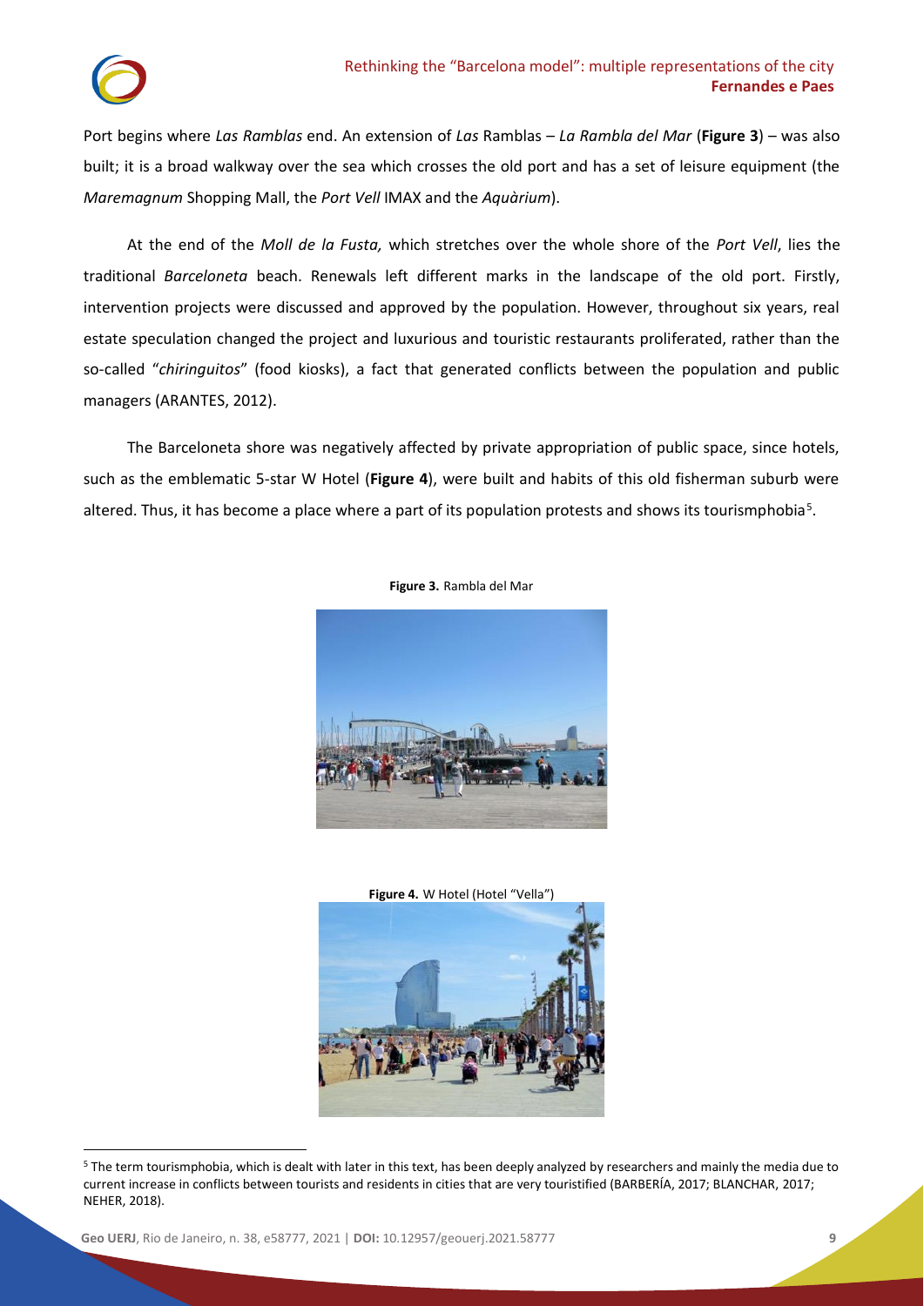Port begins where *Las Ramblas* end. An extension of *Las* Ramblas – *La Rambla del Mar* (**Figure 3**) – was also built; it is a broad walkway over the sea which crosses the old port and has a set of leisure equipment (the *Maremagnum* Shopping Mall, the *Port Vell* IMAX and the *Aquàrium*).

At the end of the *Moll de la Fusta,* which stretches over the whole shore of the *Port Vell*, lies the traditional *Barceloneta* beach. Renewals left different marks in the landscape of the old port. Firstly, intervention projects were discussed and approved by the population. However, throughout six years, real estate speculation changed the project and luxurious and touristic restaurants proliferated, rather than the so-called "*chiringuitos*" (food kiosks), a fact that generated conflicts between the population and public managers (ARANTES, 2012).

The Barceloneta shore was negatively affected by private appropriation of public space, since hotels, such as the emblematic 5-star W Hotel (**Figure 4**), were built and habits of this old fisherman suburb were altered. Thus, it has become a place where a part of its population protests and shows its tourismphobia[5].

**Figure 3.** Rambla del Mar

**Figure 4.** W Hotel (Hotel "Vella")

[5] The term tourismphobia, which is dealt with later in this text, has been deeply analyzed by researchers and mainly the media due to current increase in conflicts between tourists and residents in cities that are very touristified (BARBERÍA, 2017; BLANCHAR, 2017; NEHER, 2018).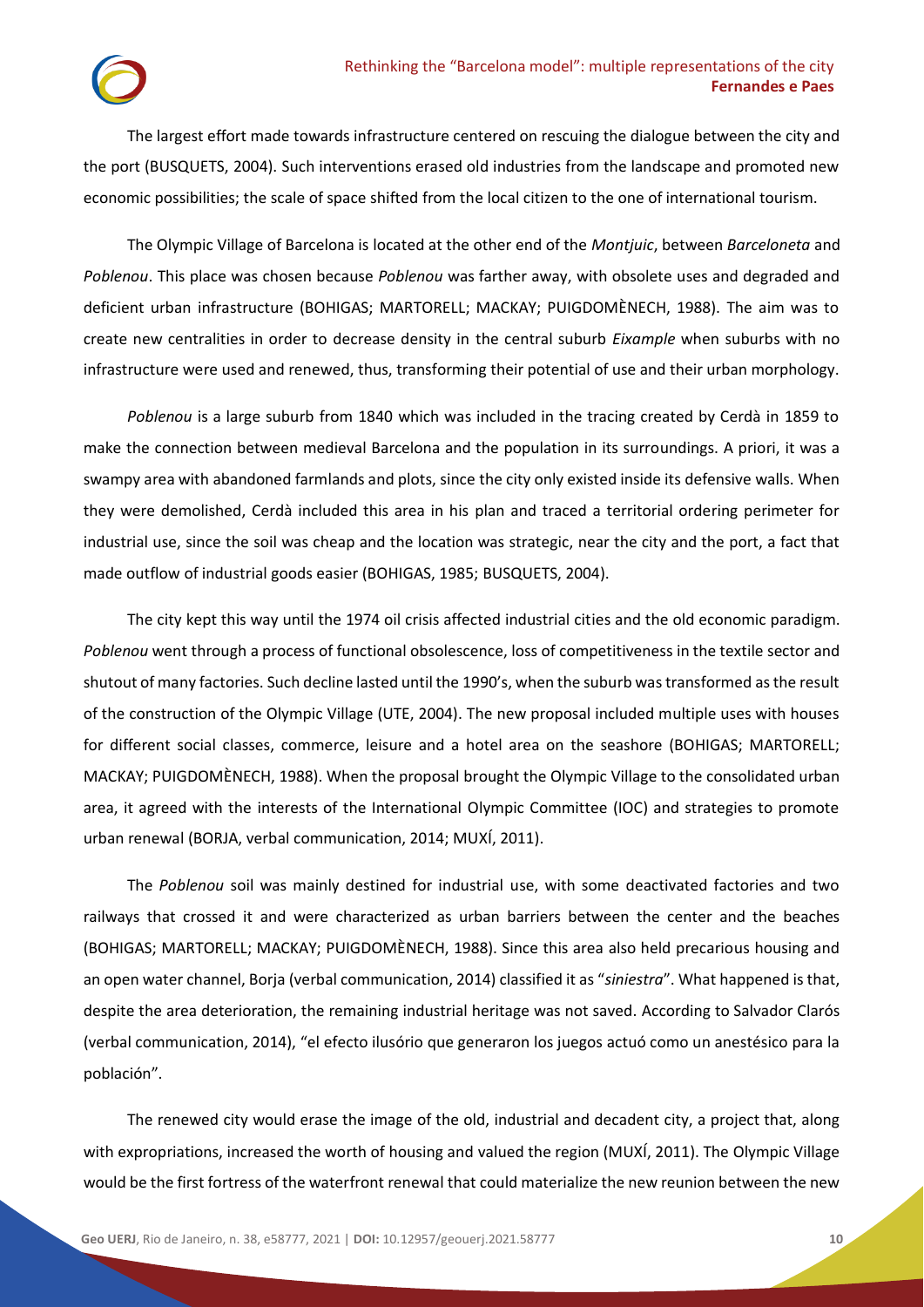The largest effort made towards infrastructure centered on rescuing the dialogue between the city and the port (BUSQUETS, 2004). Such interventions erased old industries from the landscape and promoted new economic possibilities; the scale of space shifted from the local citizen to the one of international tourism.

The Olympic Village of Barcelona is located at the other end of the *Montjuic*, between *Barceloneta* and *Poblenou*. This place was chosen because *Poblenou* was farther away, with obsolete uses and degraded and deficient urban infrastructure (BOHIGAS; MARTORELL; MACKAY; PUIGDOMÈNECH, 1988). The aim was to create new centralities in order to decrease density in the central suburb *Eixample* when suburbs with no infrastructure were used and renewed, thus, transforming their potential of use and their urban morphology.

*Poblenou* is a large suburb from 1840 which was included in the tracing created by Cerdà in 1859 to make the connection between medieval Barcelona and the population in its surroundings. A priori, it was a swampy area with abandoned farmlands and plots, since the city only existed inside its defensive walls. When they were demolished, Cerdà included this area in his plan and traced a territorial ordering perimeter for industrial use, since the soil was cheap and the location was strategic, near the city and the port, a fact that made outflow of industrial goods easier (BOHIGAS, 1985; BUSQUETS, 2004).

The city kept this way until the 1974 oil crisis affected industrial cities and the old economic paradigm. *Poblenou* went through a process of functional obsolescence, loss of competitiveness in the textile sector and shutout of many factories. Such decline lasted until the 1990's, when the suburb was transformed as the result of the construction of the Olympic Village (UTE, 2004). The new proposal included multiple uses with houses for different social classes, commerce, leisure and a hotel area on the seashore (BOHIGAS; MARTORELL; MACKAY; PUIGDOMÈNECH, 1988). When the proposal brought the Olympic Village to the consolidated urban area, it agreed with the interests of the International Olympic Committee (IOC) and strategies to promote urban renewal (BORJA, verbal communication, 2014; MUXÍ, 2011).

The *Poblenou* soil was mainly destined for industrial use, with some deactivated factories and two railways that crossed it and were characterized as urban barriers between the center and the beaches (BOHIGAS; MARTORELL; MACKAY; PUIGDOMÈNECH, 1988). Since this area also held precarious housing and an open water channel, Borja (verbal communication, 2014) classified it as "*siniestra*". What happened is that, despite the area deterioration, the remaining industrial heritage was not saved. According to Salvador Clarós (verbal communication, 2014), "el efecto ilusório que generaron los juegos actuó como un anestésico para la población".

The renewed city would erase the image of the old, industrial and decadent city, a project that, along with expropriations, increased the worth of housing and valued the region (MUXÍ, 2011). The Olympic Village would be the first fortress of the waterfront renewal that could materialize the new reunion between the new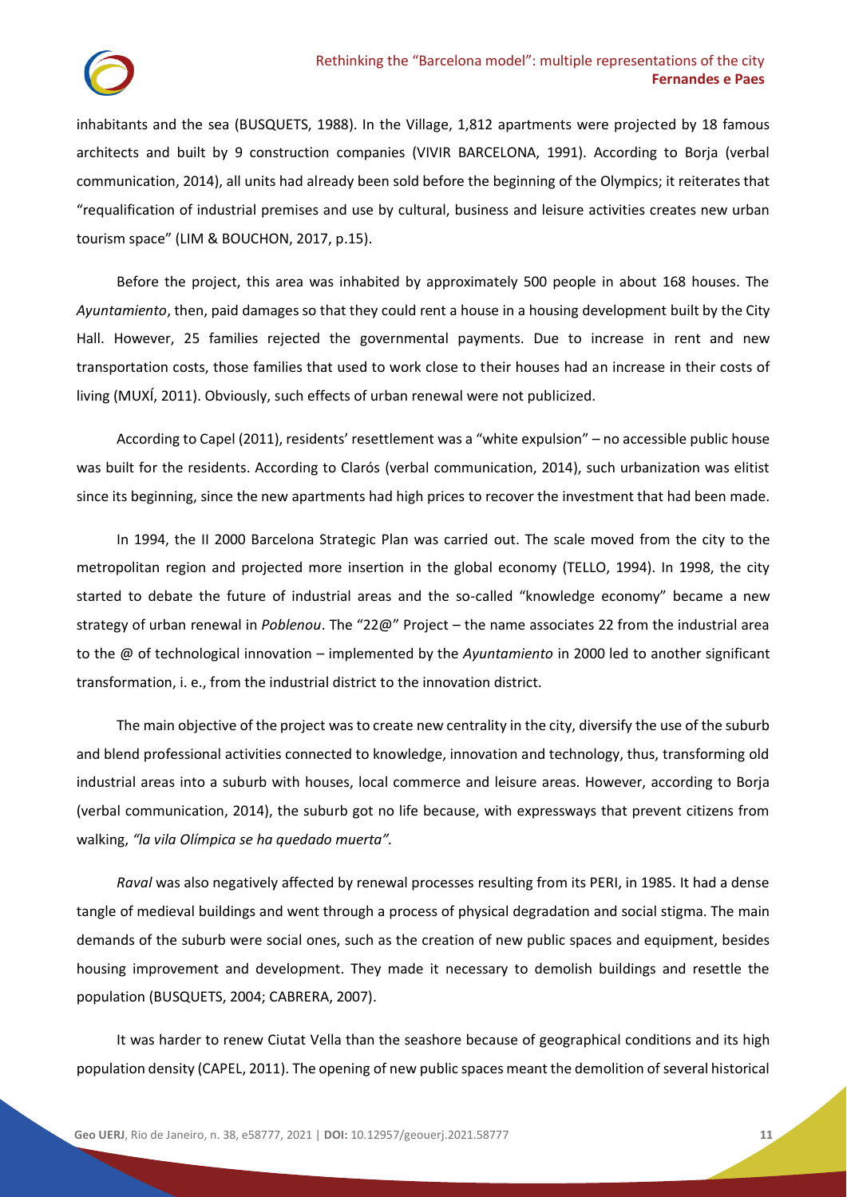inhabitants and the sea (BUSQUETS, 1988). In the Village, 1,812 apartments were projected by 18 famous architects and built by 9 construction companies (VIVIR BARCELONA, 1991). According to Borja (verbal communication, 2014), all units had already been sold before the beginning of the Olympics; it reiterates that "requalification of industrial premises and use by cultural, business and leisure activities creates new urban tourism space" (LIM & BOUCHON, 2017, p.15).

Before the project, this area was inhabited by approximately 500 people in about 168 houses. The *Ayuntamiento*, then, paid damages so that they could rent a house in a housing development built by the City Hall. However, 25 families rejected the governmental payments. Due to increase in rent and new transportation costs, those families that used to work close to their houses had an increase in their costs of living (MUXÍ, 2011). Obviously, such effects of urban renewal were not publicized.

According to Capel (2011), residents' resettlement was a "white expulsion" – no accessible public house was built for the residents. According to Clarós (verbal communication, 2014), such urbanization was elitist since its beginning, since the new apartments had high prices to recover the investment that had been made.

In 1994, the II 2000 Barcelona Strategic Plan was carried out. The scale moved from the city to the metropolitan region and projected more insertion in the global economy (TELLO, 1994). In 1998, the city started to debate the future of industrial areas and the so-called "knowledge economy" became a new strategy of urban renewal in *Poblenou*. The "22@" Project – the name associates 22 from the industrial area to the @ of technological innovation – implemented by the *Ayuntamiento* in 2000 led to another significant transformation, i. e., from the industrial district to the innovation district.

The main objective of the project was to create new centrality in the city, diversify the use of the suburb and blend professional activities connected to knowledge, innovation and technology, thus, transforming old industrial areas into a suburb with houses, local commerce and leisure areas. However, according to Borja (verbal communication, 2014), the suburb got no life because, with expressways that prevent citizens from walking, *"la vila Olímpica se ha quedado muerta".*

*Raval* was also negatively affected by renewal processes resulting from its PERI, in 1985. It had a dense tangle of medieval buildings and went through a process of physical degradation and social stigma. The main demands of the suburb were social ones, such as the creation of new public spaces and equipment, besides housing improvement and development. They made it necessary to demolish buildings and resettle the population (BUSQUETS, 2004; CABRERA, 2007).

It was harder to renew Ciutat Vella than the seashore because of geographical conditions and its high population density (CAPEL, 2011). The opening of new public spaces meant the demolition of several historical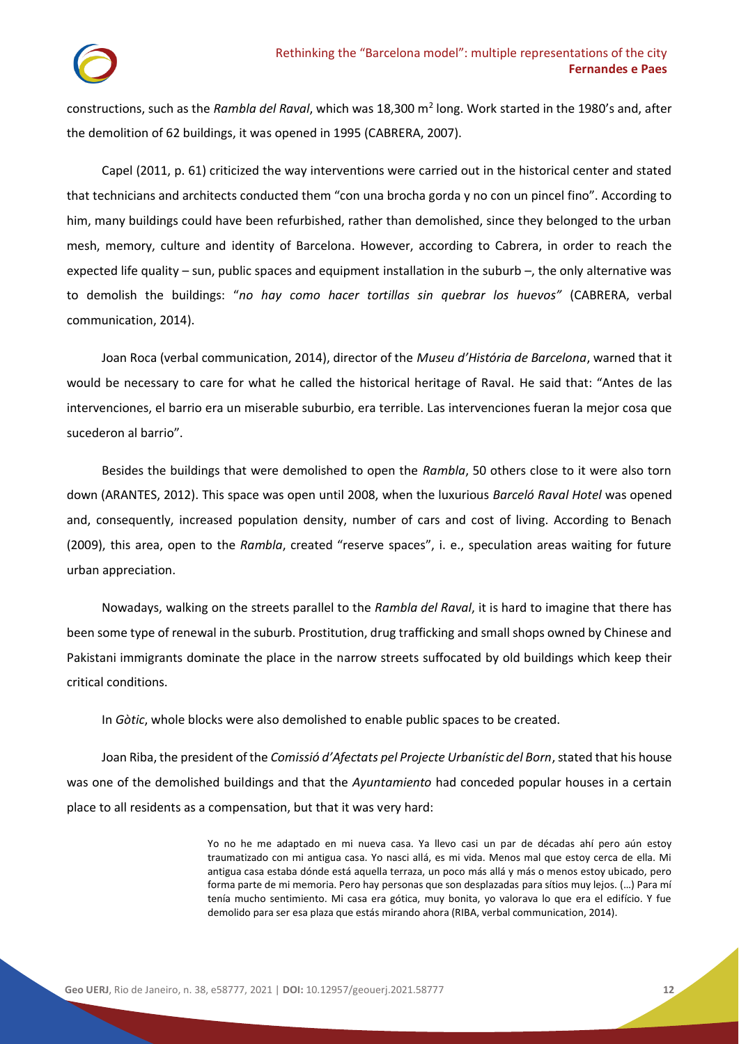constructions, such as the *Rambla del Raval*, which was 18,300 m$^2$ long. Work started in the 1980's and, after the demolition of 62 buildings, it was opened in 1995 (CABRERA, 2007).

Capel (2011, p. 61) criticized the way interventions were carried out in the historical center and stated that technicians and architects conducted them "con una brocha gorda y no con un pincel fino". According to him, many buildings could have been refurbished, rather than demolished, since they belonged to the urban mesh, memory, culture and identity of Barcelona. However, according to Cabrera, in order to reach the expected life quality – sun, public spaces and equipment installation in the suburb –, the only alternative was to demolish the buildings: "*no hay como hacer tortillas sin quebrar los huevos"* (CABRERA, verbal communication, 2014).

Joan Roca (verbal communication, 2014), director of the *Museu d'História de Barcelona*, warned that it would be necessary to care for what he called the historical heritage of Raval. He said that: "Antes de las intervenciones, el barrio era un miserable suburbio, era terrible. Las intervenciones fueran la mejor cosa que sucederon al barrio".

Besides the buildings that were demolished to open the *Rambla*, 50 others close to it were also torn down (ARANTES, 2012). This space was open until 2008, when the luxurious *Barceló Raval Hotel* was opened and, consequently, increased population density, number of cars and cost of living. According to Benach (2009), this area, open to the *Rambla*, created "reserve spaces", i. e., speculation areas waiting for future urban appreciation.

Nowadays, walking on the streets parallel to the *Rambla del Raval*, it is hard to imagine that there has been some type of renewal in the suburb. Prostitution, drug trafficking and small shops owned by Chinese and Pakistani immigrants dominate the place in the narrow streets suffocated by old buildings which keep their critical conditions.

In *Gòtic*, whole blocks were also demolished to enable public spaces to be created.

Joan Riba, the president of the *Comissió d'Afectats pel Projecte Urbanístic del Born*, stated that his house was one of the demolished buildings and that the *Ayuntamiento* had conceded popular houses in a certain place to all residents as a compensation, but that it was very hard:

> Yo no he me adaptado en mi nueva casa. Ya llevo casi un par de décadas ahí pero aún estoy traumatizado con mi antigua casa. Yo nasci allá, es mi vida. Menos mal que estoy cerca de ella. Mi antigua casa estaba dónde está aquella terraza, un poco más allá y más o menos estoy ubicado, pero forma parte de mi memoria. Pero hay personas que son desplazadas para sítios muy lejos. (…) Para mí tenía mucho sentimiento. Mi casa era gótica, muy bonita, yo valorava lo que era el edifício. Y fue demolido para ser esa plaza que estás mirando ahora (RIBA, verbal communication, 2014).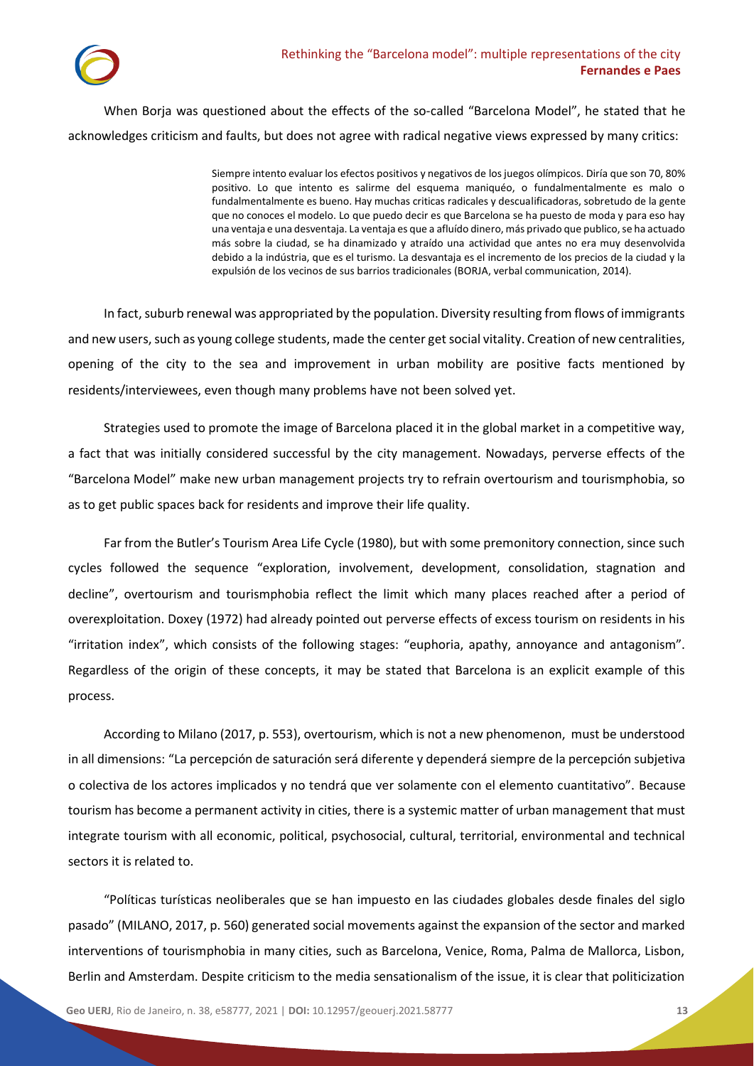When Borja was questioned about the effects of the so-called "Barcelona Model", he stated that he acknowledges criticism and faults, but does not agree with radical negative views expressed by many critics:

> Siempre intento evaluar los efectos positivos y negativos de los juegos olímpicos. Diría que son 70, 80% positivo. Lo que intento es salirme del esquema maniquéo, o fundalmentalmente es malo o fundalmentalmente es bueno. Hay muchas criticas radicales y descualificadoras, sobretudo de la gente que no conoces el modelo. Lo que puedo decir es que Barcelona se ha puesto de moda y para eso hay una ventaja e una desventaja. La ventaja es que a afluído dinero, más privado que publico, se ha actuado más sobre la ciudad, se ha dinamizado y atraído una actividad que antes no era muy desenvolvida debido a la indústria, que es el turismo. La desvantaja es el incremento de los precios de la ciudad y la expulsión de los vecinos de sus barrios tradicionales (BORJA, verbal communication, 2014).

In fact, suburb renewal was appropriated by the population. Diversity resulting from flows of immigrants and new users, such as young college students, made the center get social vitality. Creation of new centralities, opening of the city to the sea and improvement in urban mobility are positive facts mentioned by residents/interviewees, even though many problems have not been solved yet.

Strategies used to promote the image of Barcelona placed it in the global market in a competitive way, a fact that was initially considered successful by the city management. Nowadays, perverse effects of the "Barcelona Model" make new urban management projects try to refrain overtourism and tourismphobia, so as to get public spaces back for residents and improve their life quality.

Far from the Butler's Tourism Area Life Cycle (1980), but with some premonitory connection, since such cycles followed the sequence "exploration, involvement, development, consolidation, stagnation and decline", overtourism and tourismphobia reflect the limit which many places reached after a period of overexploitation. Doxey (1972) had already pointed out perverse effects of excess tourism on residents in his "irritation index", which consists of the following stages: "euphoria, apathy, annoyance and antagonism". Regardless of the origin of these concepts, it may be stated that Barcelona is an explicit example of this process.

According to Milano (2017, p. 553), overtourism, which is not a new phenomenon, must be understood in all dimensions: "La percepción de saturación será diferente y dependerá siempre de la percepción subjetiva o colectiva de los actores implicados y no tendrá que ver solamente con el elemento cuantitativo". Because tourism has become a permanent activity in cities, there is a systemic matter of urban management that must integrate tourism with all economic, political, psychosocial, cultural, territorial, environmental and technical sectors it is related to.

"Políticas turísticas neoliberales que se han impuesto en las ciudades globales desde finales del siglo pasado" (MILANO, 2017, p. 560) generated social movements against the expansion of the sector and marked interventions of tourismphobia in many cities, such as Barcelona, Venice, Roma, Palma de Mallorca, Lisbon, Berlin and Amsterdam. Despite criticism to the media sensationalism of the issue, it is clear that politicization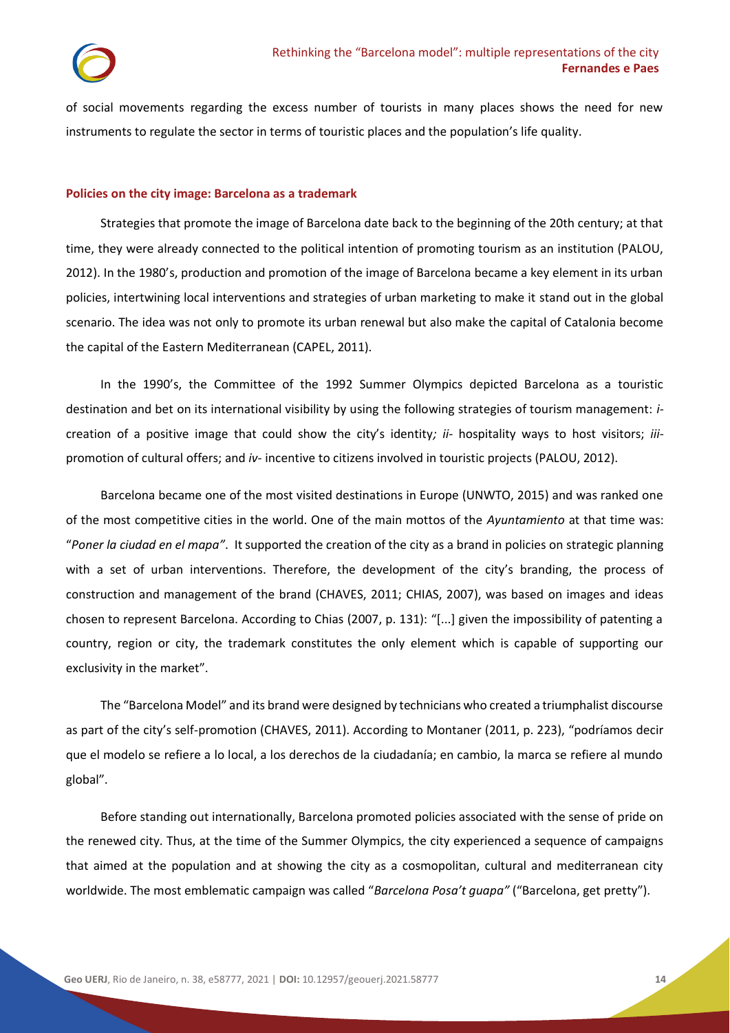of social movements regarding the excess number of tourists in many places shows the need for new instruments to regulate the sector in terms of touristic places and the population's life quality.

## Policies on the city image: Barcelona as a trademark

Strategies that promote the image of Barcelona date back to the beginning of the 20th century; at that time, they were already connected to the political intention of promoting tourism as an institution (PALOU, 2012). In the 1980's, production and promotion of the image of Barcelona became a key element in its urban policies, intertwining local interventions and strategies of urban marketing to make it stand out in the global scenario. The idea was not only to promote its urban renewal but also make the capital of Catalonia become the capital of the Eastern Mediterranean (CAPEL, 2011).

In the 1990's, the Committee of the 1992 Summer Olympics depicted Barcelona as a touristic destination and bet on its international visibility by using the following strategies of tourism management: *i*- creation of a positive image that could show the city's identity*; ii*- hospitality ways to host visitors; *iii*- promotion of cultural offers; and *iv*- incentive to citizens involved in touristic projects (PALOU, 2012).

Barcelona became one of the most visited destinations in Europe (UNWTO, 2015) and was ranked one of the most competitive cities in the world. One of the main mottos of the *Ayuntamiento* at that time was: "*Poner la ciudad en el mapa"*. It supported the creation of the city as a brand in policies on strategic planning with a set of urban interventions. Therefore, the development of the city's branding, the process of construction and management of the brand (CHAVES, 2011; CHIAS, 2007), was based on images and ideas chosen to represent Barcelona. According to Chias (2007, p. 131): "[...] given the impossibility of patenting a country, region or city, the trademark constitutes the only element which is capable of supporting our exclusivity in the market".

The "Barcelona Model" and its brand were designed by technicians who created a triumphalist discourse as part of the city's self-promotion (CHAVES, 2011). According to Montaner (2011, p. 223), "podríamos decir que el modelo se refiere a lo local, a los derechos de la ciudadanía; en cambio, la marca se refiere al mundo global".

Before standing out internationally, Barcelona promoted policies associated with the sense of pride on the renewed city. Thus, at the time of the Summer Olympics, the city experienced a sequence of campaigns that aimed at the population and at showing the city as a cosmopolitan, cultural and mediterranean city worldwide. The most emblematic campaign was called "*Barcelona Posa't guapa"* ("Barcelona, get pretty").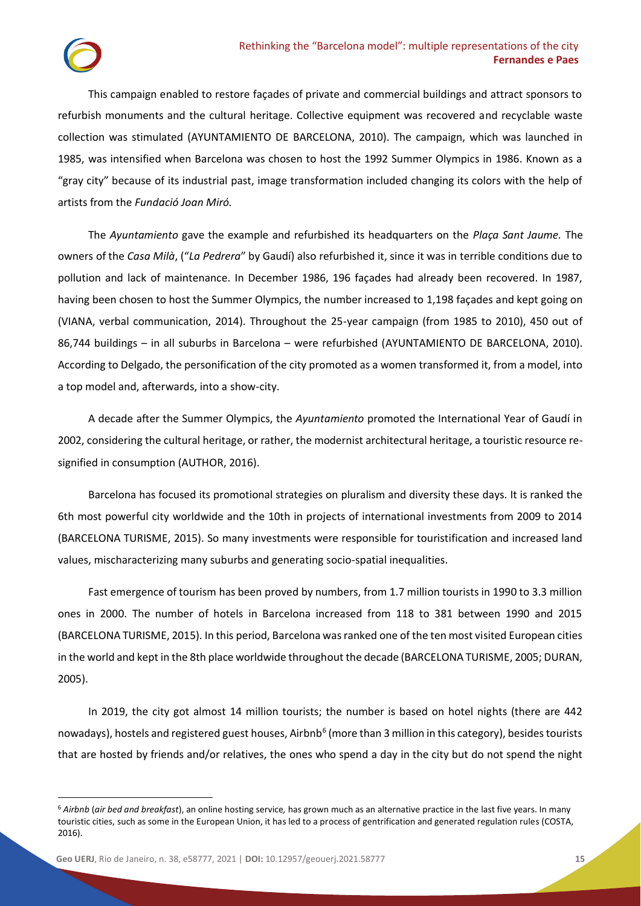This campaign enabled to restore façades of private and commercial buildings and attract sponsors to refurbish monuments and the cultural heritage. Collective equipment was recovered and recyclable waste collection was stimulated (AYUNTAMIENTO DE BARCELONA, 2010). The campaign, which was launched in 1985, was intensified when Barcelona was chosen to host the 1992 Summer Olympics in 1986. Known as a "gray city" because of its industrial past, image transformation included changing its colors with the help of artists from the *Fundació Joan Miró.*

The *Ayuntamiento* gave the example and refurbished its headquarters on the *Plaça Sant Jaume.* The owners of the *Casa Milà*, ("*La Pedrera*" by Gaudí) also refurbished it, since it was in terrible conditions due to pollution and lack of maintenance. In December 1986, 196 façades had already been recovered. In 1987, having been chosen to host the Summer Olympics, the number increased to 1,198 façades and kept going on (VIANA, verbal communication, 2014). Throughout the 25-year campaign (from 1985 to 2010), 450 out of 86,744 buildings – in all suburbs in Barcelona – were refurbished (AYUNTAMIENTO DE BARCELONA, 2010). According to Delgado, the personification of the city promoted as a women transformed it, from a model, into a top model and, afterwards, into a show-city.

A decade after the Summer Olympics, the *Ayuntamiento* promoted the International Year of Gaudí in 2002, considering the cultural heritage, or rather, the modernist architectural heritage, a touristic resource re-signified in consumption (AUTHOR, 2016).

Barcelona has focused its promotional strategies on pluralism and diversity these days. It is ranked the 6th most powerful city worldwide and the 10th in projects of international investments from 2009 to 2014 (BARCELONA TURISME, 2015). So many investments were responsible for touristification and increased land values, mischaracterizing many suburbs and generating socio-spatial inequalities.

Fast emergence of tourism has been proved by numbers, from 1.7 million tourists in 1990 to 3.3 million ones in 2000. The number of hotels in Barcelona increased from 118 to 381 between 1990 and 2015 (BARCELONA TURISME, 2015). In this period, Barcelona was ranked one of the ten most visited European cities in the world and kept in the 8th place worldwide throughout the decade (BARCELONA TURISME, 2005; DURAN, 2005).

In 2019, the city got almost 14 million tourists; the number is based on hotel nights (there are 442 nowadays), hostels and registered guest houses, Airbnb[6] (more than 3 million in this category), besides tourists that are hosted by friends and/or relatives, the ones who spend a day in the city but do not spend the night

[6] *Airbnb* (*air bed and breakfast*), an online hosting service*,* has grown much as an alternative practice in the last five years. In many touristic cities, such as some in the European Union, it has led to a process of gentrification and generated regulation rules (COSTA, 2016).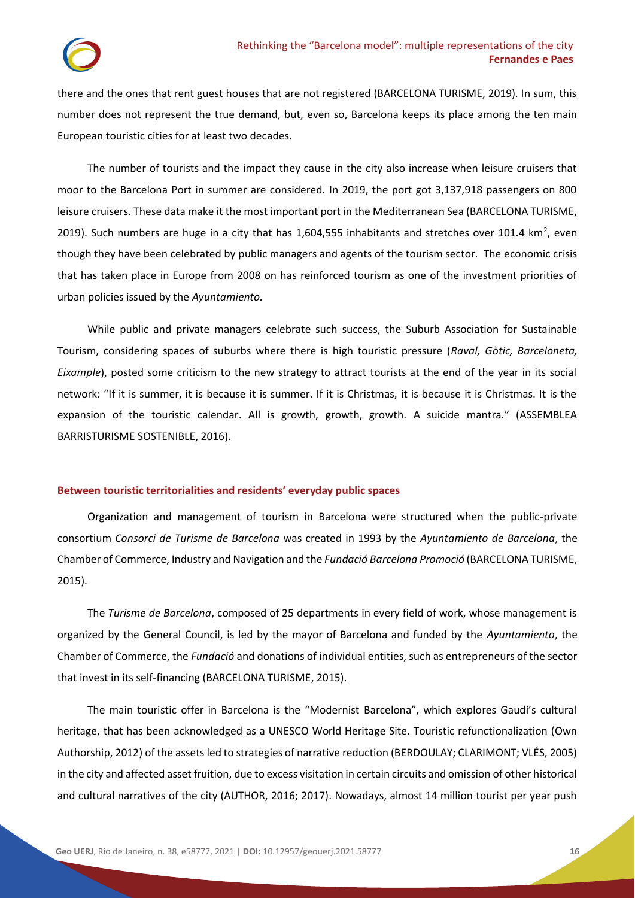there and the ones that rent guest houses that are not registered (BARCELONA TURISME, 2019). In sum, this number does not represent the true demand, but, even so, Barcelona keeps its place among the ten main European touristic cities for at least two decades.

The number of tourists and the impact they cause in the city also increase when leisure cruisers that moor to the Barcelona Port in summer are considered. In 2019, the port got 3,137,918 passengers on 800 leisure cruisers. These data make it the most important port in the Mediterranean Sea (BARCELONA TURISME, 2019). Such numbers are huge in a city that has 1,604,555 inhabitants and stretches over 101.4 km[2], even though they have been celebrated by public managers and agents of the tourism sector. The economic crisis that has taken place in Europe from 2008 on has reinforced tourism as one of the investment priorities of urban policies issued by the *Ayuntamiento.*

While public and private managers celebrate such success, the Suburb Association for Sustainable Tourism, considering spaces of suburbs where there is high touristic pressure (*Raval, Gòtic, Barceloneta, Eixample*), posted some criticism to the new strategy to attract tourists at the end of the year in its social network: "If it is summer, it is because it is summer. If it is Christmas, it is because it is Christmas. It is the expansion of the touristic calendar. All is growth, growth, growth. A suicide mantra." (ASSEMBLEA BARRISTURISME SOSTENIBLE, 2016).

## Between touristic territorialities and residents' everyday public spaces

Organization and management of tourism in Barcelona were structured when the public-private consortium *Consorci de Turisme de Barcelona* was created in 1993 by the *Ayuntamiento de Barcelona*, the Chamber of Commerce, Industry and Navigation and the *Fundació Barcelona Promoció* (BARCELONA TURISME, 2015).

The *Turisme de Barcelona*, composed of 25 departments in every field of work, whose management is organized by the General Council, is led by the mayor of Barcelona and funded by the *Ayuntamiento*, the Chamber of Commerce, the *Fundació* and donations of individual entities, such as entrepreneurs of the sector that invest in its self-financing (BARCELONA TURISME, 2015).

The main touristic offer in Barcelona is the "Modernist Barcelona", which explores Gaudí's cultural heritage, that has been acknowledged as a UNESCO World Heritage Site. Touristic refunctionalization (Own Authorship, 2012) of the assets led to strategies of narrative reduction (BERDOULAY; CLARIMONT; VLÉS, 2005) in the city and affected asset fruition, due to excess visitation in certain circuits and omission of other historical and cultural narratives of the city (AUTHOR, 2016; 2017). Nowadays, almost 14 million tourist per year push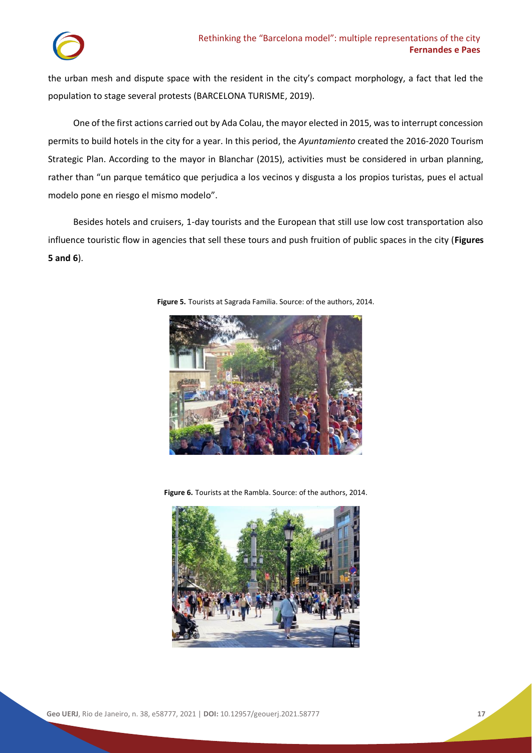the urban mesh and dispute space with the resident in the city's compact morphology, a fact that led the population to stage several protests (BARCELONA TURISME, 2019).

One of the first actions carried out by Ada Colau, the mayor elected in 2015, was to interrupt concession permits to build hotels in the city for a year. In this period, the *Ayuntamiento* created the 2016-2020 Tourism Strategic Plan. According to the mayor in Blanchar (2015), activities must be considered in urban planning, rather than "un parque temático que perjudica a los vecinos y disgusta a los propios turistas, pues el actual modelo pone en riesgo el mismo modelo".

Besides hotels and cruisers, 1-day tourists and the European that still use low cost transportation also influence touristic flow in agencies that sell these tours and push fruition of public spaces in the city (**Figures 5 and 6**).

**Figure 5.** Tourists at Sagrada Familia. Source: of the authors, 2014.

**Figure 6.** Tourists at the Rambla. Source: of the authors, 2014.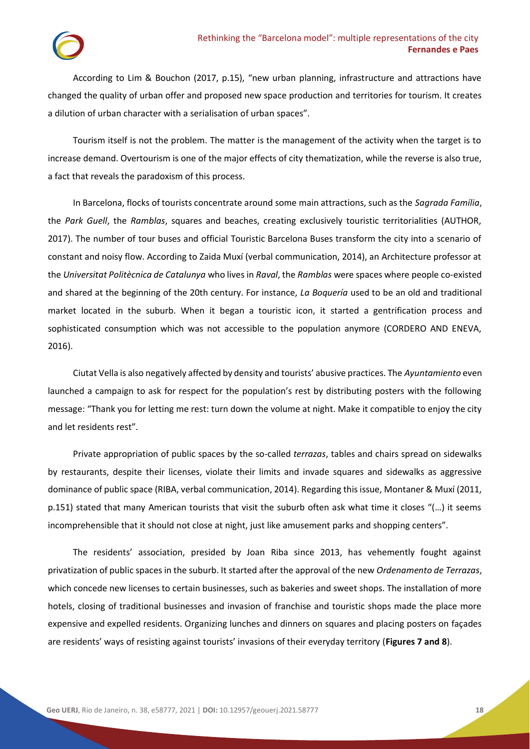According to Lim & Bouchon (2017, p.15), "new urban planning, infrastructure and attractions have changed the quality of urban offer and proposed new space production and territories for tourism. It creates a dilution of urban character with a serialisation of urban spaces".

Tourism itself is not the problem. The matter is the management of the activity when the target is to increase demand. Overtourism is one of the major effects of city thematization, while the reverse is also true, a fact that reveals the paradoxism of this process.

In Barcelona, flocks of tourists concentrate around some main attractions, such as the *Sagrada Família*, the *Park Guell*, the *Ramblas*, squares and beaches, creating exclusively touristic territorialities (AUTHOR, 2017). The number of tour buses and official Touristic Barcelona Buses transform the city into a scenario of constant and noisy flow. According to Zaida Muxí (verbal communication, 2014), an Architecture professor at the *Universitat Politècnica de Catalunya* who lives in *Raval*, the *Ramblas* were spaces where people co-existed and shared at the beginning of the 20th century. For instance, *La Boquería* used to be an old and traditional market located in the suburb. When it began a touristic icon, it started a gentrification process and sophisticated consumption which was not accessible to the population anymore (CORDERO AND ENEVA, 2016).

Ciutat Vella is also negatively affected by density and tourists' abusive practices. The *Ayuntamiento* even launched a campaign to ask for respect for the population's rest by distributing posters with the following message: "Thank you for letting me rest: turn down the volume at night. Make it compatible to enjoy the city and let residents rest".

Private appropriation of public spaces by the so-called *terrazas*, tables and chairs spread on sidewalks by restaurants, despite their licenses, violate their limits and invade squares and sidewalks as aggressive dominance of public space (RIBA, verbal communication, 2014). Regarding this issue, Montaner & Muxí (2011, p.151) stated that many American tourists that visit the suburb often ask what time it closes "(…) it seems incomprehensible that it should not close at night, just like amusement parks and shopping centers".

The residents' association, presided by Joan Riba since 2013, has vehemently fought against privatization of public spaces in the suburb. It started after the approval of the new *Ordenamento de Terrazas*, which concede new licenses to certain businesses, such as bakeries and sweet shops. The installation of more hotels, closing of traditional businesses and invasion of franchise and touristic shops made the place more expensive and expelled residents. Organizing lunches and dinners on squares and placing posters on façades are residents' ways of resisting against tourists' invasions of their everyday territory (**Figures 7 and 8**).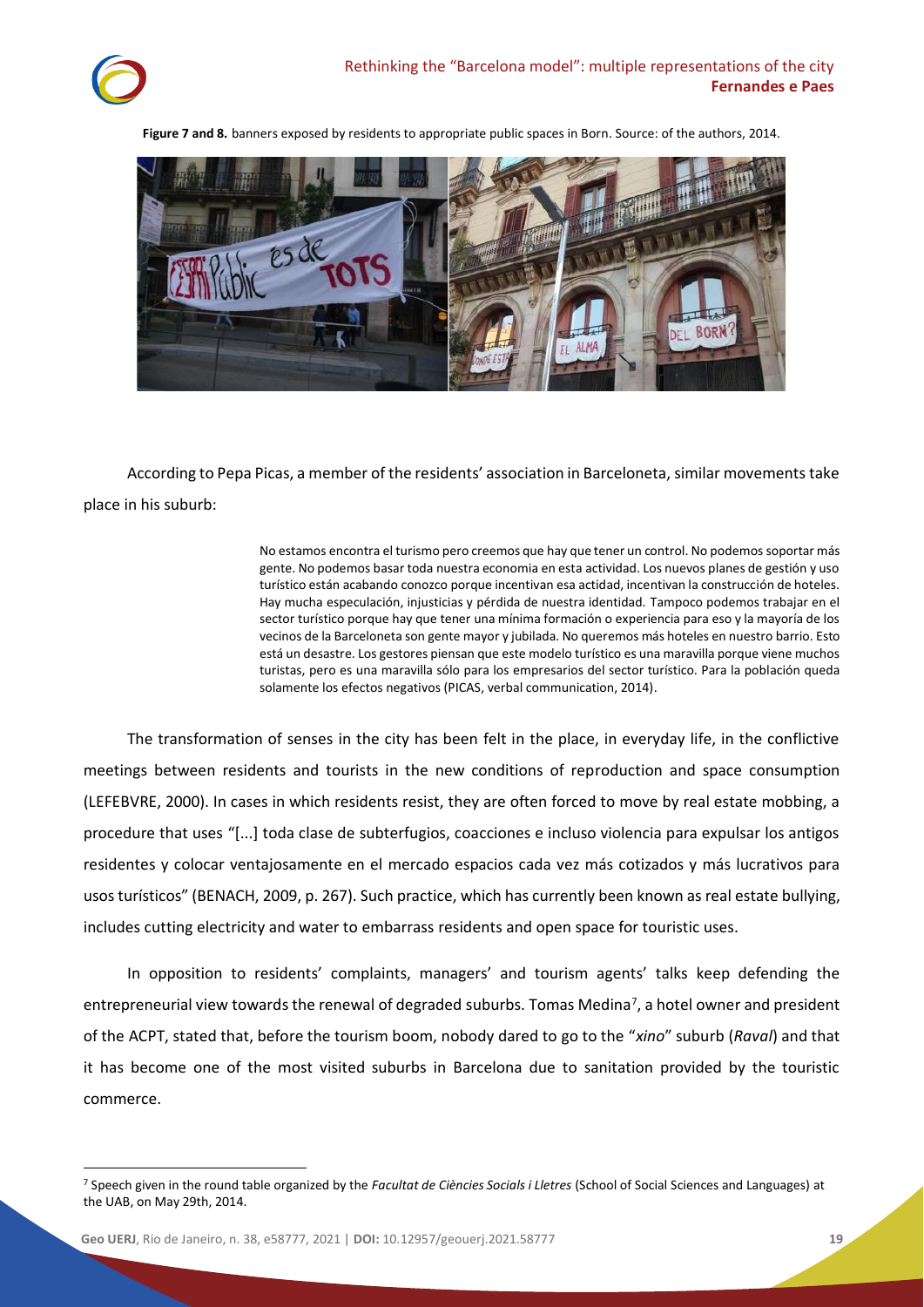**Figure 7 and 8.** banners exposed by residents to appropriate public spaces in Born. Source: of the authors, 2014.

According to Pepa Picas, a member of the residents' association in Barceloneta, similar movements take place in his suburb:

> No estamos encontra el turismo pero creemos que hay que tener un control. No podemos soportar más gente. No podemos basar toda nuestra economia en esta actividad. Los nuevos planes de gestión y uso turístico están acabando conozco porque incentivan esa actidad, incentivan la construcción de hoteles. Hay mucha especulación, injusticias y pérdida de nuestra identidad. Tampoco podemos trabajar en el sector turístico porque hay que tener una mínima formación o experiencia para eso y la mayoría de los vecinos de la Barceloneta son gente mayor y jubilada. No queremos más hoteles en nuestro barrio. Esto está un desastre. Los gestores piensan que este modelo turístico es una maravilla porque viene muchos turistas, pero es una maravilla sólo para los empresarios del sector turístico. Para la población queda solamente los efectos negativos (PICAS, verbal communication, 2014).

The transformation of senses in the city has been felt in the place, in everyday life, in the conflictive meetings between residents and tourists in the new conditions of reproduction and space consumption (LEFEBVRE, 2000). In cases in which residents resist, they are often forced to move by real estate mobbing, a procedure that uses "[...] toda clase de subterfugios, coacciones e incluso violencia para expulsar los antigos residentes y colocar ventajosamente en el mercado espacios cada vez más cotizados y más lucrativos para usos turísticos" (BENACH, 2009, p. 267). Such practice, which has currently been known as real estate bullying, includes cutting electricity and water to embarrass residents and open space for touristic uses.

In opposition to residents' complaints, managers' and tourism agents' talks keep defending the entrepreneurial view towards the renewal of degraded suburbs. Tomas Medina[7], a hotel owner and president of the ACPT, stated that, before the tourism boom, nobody dared to go to the "*xino*" suburb (*Raval*) and that it has become one of the most visited suburbs in Barcelona due to sanitation provided by the touristic commerce.

[7] Speech given in the round table organized by the *Facultat de Ciències Socials i Lletres* (School of Social Sciences and Languages) at the UAB, on May 29th, 2014.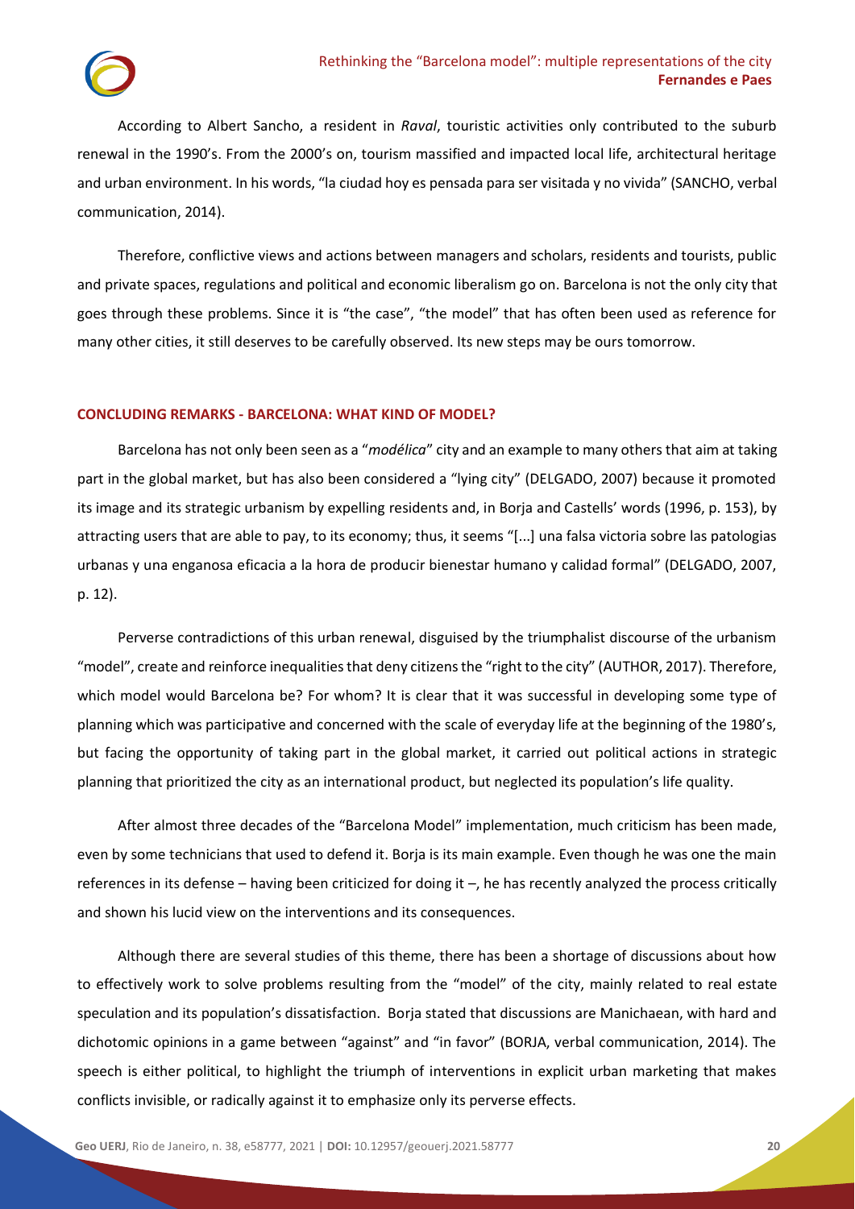According to Albert Sancho, a resident in *Raval*, touristic activities only contributed to the suburb renewal in the 1990's. From the 2000's on, tourism massified and impacted local life, architectural heritage and urban environment. In his words, "la ciudad hoy es pensada para ser visitada y no vivida" (SANCHO, verbal communication, 2014).

Therefore, conflictive views and actions between managers and scholars, residents and tourists, public and private spaces, regulations and political and economic liberalism go on. Barcelona is not the only city that goes through these problems. Since it is "the case", "the model" that has often been used as reference for many other cities, it still deserves to be carefully observed. Its new steps may be ours tomorrow.

## CONCLUDING REMARKS - BARCELONA: WHAT KIND OF MODEL?

Barcelona has not only been seen as a "*modélica*" city and an example to many others that aim at taking part in the global market, but has also been considered a "lying city" (DELGADO, 2007) because it promoted its image and its strategic urbanism by expelling residents and, in Borja and Castells' words (1996, p. 153), by attracting users that are able to pay, to its economy; thus, it seems "[...] una falsa victoria sobre las patologias urbanas y una enganosa eficacia a la hora de producir bienestar humano y calidad formal" (DELGADO, 2007, p. 12).

Perverse contradictions of this urban renewal, disguised by the triumphalist discourse of the urbanism "model", create and reinforce inequalities that deny citizens the "right to the city" (AUTHOR, 2017). Therefore, which model would Barcelona be? For whom? It is clear that it was successful in developing some type of planning which was participative and concerned with the scale of everyday life at the beginning of the 1980's, but facing the opportunity of taking part in the global market, it carried out political actions in strategic planning that prioritized the city as an international product, but neglected its population's life quality.

After almost three decades of the "Barcelona Model" implementation, much criticism has been made, even by some technicians that used to defend it. Borja is its main example. Even though he was one the main references in its defense – having been criticized for doing it –, he has recently analyzed the process critically and shown his lucid view on the interventions and its consequences.

Although there are several studies of this theme, there has been a shortage of discussions about how to effectively work to solve problems resulting from the "model" of the city, mainly related to real estate speculation and its population's dissatisfaction. Borja stated that discussions are Manichaean, with hard and dichotomic opinions in a game between "against" and "in favor" (BORJA, verbal communication, 2014). The speech is either political, to highlight the triumph of interventions in explicit urban marketing that makes conflicts invisible, or radically against it to emphasize only its perverse effects.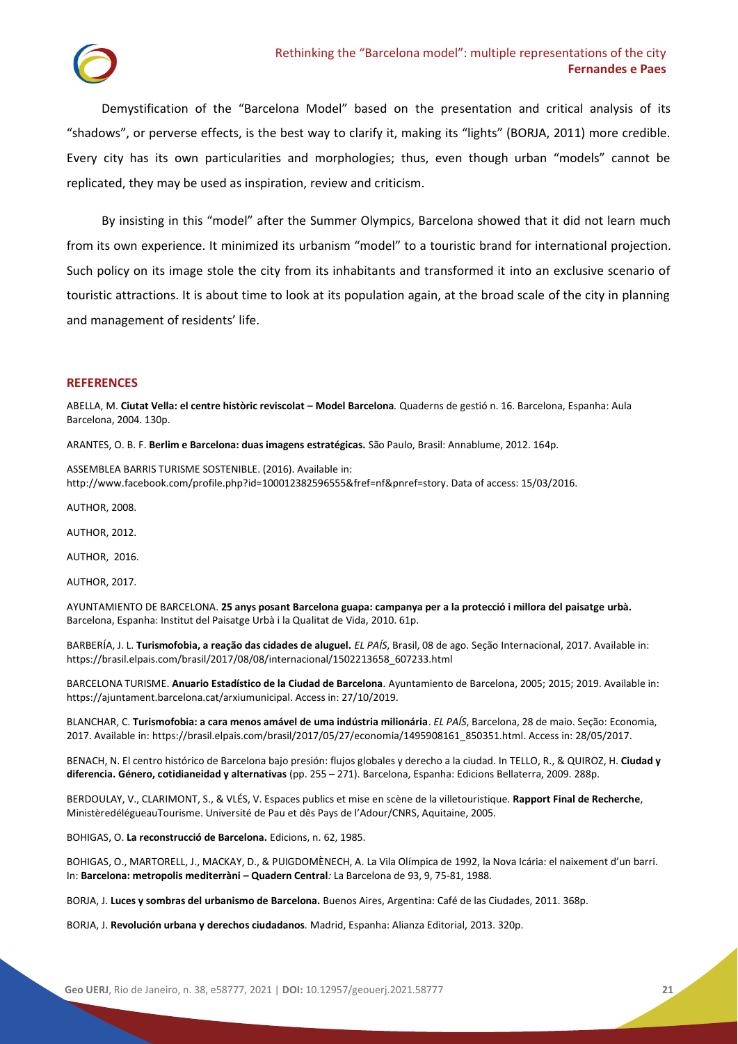Demystification of the "Barcelona Model" based on the presentation and critical analysis of its "shadows", or perverse effects, is the best way to clarify it, making its "lights" (BORJA, 2011) more credible. Every city has its own particularities and morphologies; thus, even though urban "models" cannot be replicated, they may be used as inspiration, review and criticism.

By insisting in this "model" after the Summer Olympics, Barcelona showed that it did not learn much from its own experience. It minimized its urbanism "model" to a touristic brand for international projection. Such policy on its image stole the city from its inhabitants and transformed it into an exclusive scenario of touristic attractions. It is about time to look at its population again, at the broad scale of the city in planning and management of residents' life.

## REFERENCES

ABELLA, M. **Ciutat Vella: el centre històric reviscolat – Model Barcelona***.* Quaderns de gestió n. 16. Barcelona, Espanha: Aula Barcelona, 2004. 130p.

ARANTES, O. B. F. **Berlim e Barcelona: duas imagens estratégicas.** São Paulo, Brasil: Annablume, 2012. 164p.

ASSEMBLEA BARRIS TURISME SOSTENIBLE. (2016). Available in: http://www.facebook.com/profile.php?id=100012382596555&fref=nf&pnref=story. Data of access: 15/03/2016.

AUTHOR, 2008.

AUTHOR, 2012.

AUTHOR, 2016.

AUTHOR, 2017.

AYUNTAMIENTO DE BARCELONA. **25 anys posant Barcelona guapa: campanya per a la protecció i millora del paisatge urbà.** Barcelona, Espanha: Institut del Paisatge Urbà i la Qualitat de Vida, 2010. 61p.

BARBERÍA, J. L. **Turismofobia, a reação das cidades de aluguel.** *EL PAÍS*, Brasil, 08 de ago. Seção Internacional, 2017. Available in: https://brasil.elpais.com/brasil/2017/08/08/internacional/1502213658_607233.html

BARCELONA TURISME. **Anuario Estadístico de la Ciudad de Barcelona**. Ayuntamiento de Barcelona, 2005; 2015; 2019. Available in: https://ajuntament.barcelona.cat/arxiumunicipal. Access in: 27/10/2019.

BLANCHAR, C. **Turismofobia: a cara menos amável de uma indústria milionária**. *EL PAÍS*, Barcelona, 28 de maio. Seção: Economia, 2017. Available in: https://brasil.elpais.com/brasil/2017/05/27/economia/1495908161_850351.html. Access in: 28/05/2017.

BENACH, N. El centro histórico de Barcelona bajo presión: flujos globales y derecho a la ciudad. In TELLO, R., & QUIROZ, H. **Ciudad y diferencia. Género, cotidianeidad y alternativas** (pp. 255 – 271). Barcelona, Espanha: Edicions Bellaterra, 2009. 288p.

BERDOULAY, V., CLARIMONT, S., & VLÉS, V. Espaces publics et mise en scène de la villetouristique. **Rapport Final de Recherche**, MinistèredélégueauTourisme. Université de Pau et dês Pays de l'Adour/CNRS, Aquitaine, 2005.

BOHIGAS, O. **La reconstrucció de Barcelona.** Edicions, n. 62, 1985.

BOHIGAS, O., MARTORELL, J., MACKAY, D., & PUIGDOMÈNECH, A. La Vila Olímpica de 1992, la Nova Icária: el naixement d'un barri. In: **Barcelona: metropolis mediterràni – Quadern Central***:* La Barcelona de 93, 9, 75-81, 1988.

BORJA, J. **Luces y sombras del urbanismo de Barcelona.** Buenos Aires, Argentina: Café de las Ciudades, 2011. 368p.

BORJA, J. **Revolución urbana y derechos ciudadanos***.* Madrid, Espanha: Alianza Editorial, 2013. 320p.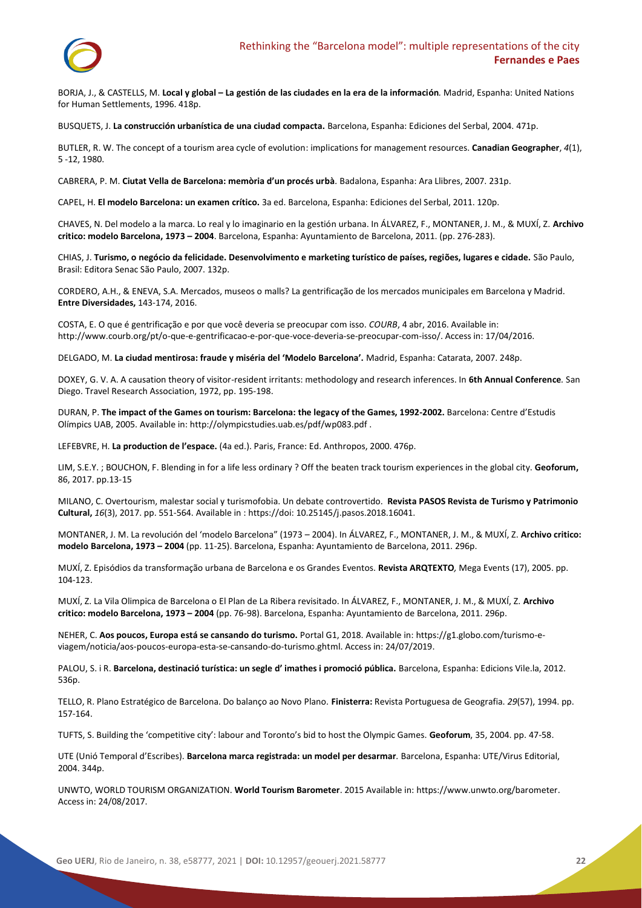BORJA, J., & CASTELLS, M. **Local y global – La gestión de las ciudades en la era de la información***.* Madrid, Espanha: United Nations for Human Settlements, 1996. 418p.

BUSQUETS, J. **La construcción urbanística de una ciudad compacta.** Barcelona, Espanha: Ediciones del Serbal, 2004. 471p.

BUTLER, R. W. The concept of a tourism area cycle of evolution: implications for management resources. **Canadian Geographer**, *4*(1), 5 -12, 1980.

CABRERA, P. M. **Ciutat Vella de Barcelona: memòria d'un procés urbà**. Badalona, Espanha: Ara Llibres, 2007. 231p.

CAPEL, H. **El modelo Barcelona: un examen crítico.** 3a ed. Barcelona, Espanha: Ediciones del Serbal, 2011. 120p.

CHAVES, N. Del modelo a la marca. Lo real y lo imaginario en la gestión urbana. In ÁLVAREZ, F., MONTANER, J. M., & MUXÍ, Z. **Archivo critico: modelo Barcelona, 1973 – 2004**. Barcelona, Espanha: Ayuntamiento de Barcelona, 2011. (pp. 276-283).

CHIAS, J. **Turismo, o negócio da felicidade. Desenvolvimento e marketing turístico de países, regiões, lugares e cidade.** São Paulo, Brasil: Editora Senac São Paulo, 2007. 132p.

CORDERO, A.H., & ENEVA, S.A. Mercados, museos o malls? La gentrificação de los mercados municipales em Barcelona y Madrid. **Entre Diversidades,** 143-174, 2016.

COSTA, E. O que é gentrificação e por que você deveria se preocupar com isso. *COURB*, 4 abr, 2016. Available in: http://www.courb.org/pt/o-que-e-gentrificacao-e-por-que-voce-deveria-se-preocupar-com-isso/. Access in: 17/04/2016.

DELGADO, M. **La ciudad mentirosa: fraude y miséria del 'Modelo Barcelona'.** Madrid, Espanha: Catarata, 2007. 248p.

DOXEY, G. V. A. A causation theory of visitor-resident irritants: methodology and research inferences. In **6th Annual Conference***.* San Diego. Travel Research Association, 1972, pp. 195-198.

DURAN, P. **The impact of the Games on tourism: Barcelona: the legacy of the Games, 1992-2002.** Barcelona: Centre d'Estudis Olímpics UAB, 2005. Available in: http://olympicstudies.uab.es/pdf/wp083.pdf .

LEFEBVRE, H. **La production de l'espace.** (4a ed.). Paris, France: Ed. Anthropos, 2000. 476p.

LIM, S.E.Y. ; BOUCHON, F. Blending in for a life less ordinary ? Off the beaten track tourism experiences in the global city. **Geoforum,** 86, 2017. pp.13-15

MILANO, C. Overtourism, malestar social y turismofobia. Un debate controvertido. **Revista PASOS Revista de Turismo y Patrimonio Cultural,** *16*(3), 2017. pp. 551-564. Available in : https://doi: 10.25145/j.pasos.2018.16041.

MONTANER, J. M. La revolución del 'modelo Barcelona" (1973 – 2004). In ÁLVAREZ, F., MONTANER, J. M., & MUXÍ, Z. **Archivo critico: modelo Barcelona, 1973 – 2004** (pp. 11-25). Barcelona, Espanha: Ayuntamiento de Barcelona, 2011. 296p.

MUXÍ, Z. Episódios da transformação urbana de Barcelona e os Grandes Eventos. **Revista ARQTEXTO***,* Mega Events (17), 2005. pp. 104-123.

MUXÍ, Z. La Vila Olimpica de Barcelona o El Plan de La Ribera revisitado. In ÁLVAREZ, F., MONTANER, J. M., & MUXÍ, Z. **Archivo critico: modelo Barcelona, 1973 – 2004** (pp. 76-98). Barcelona, Espanha: Ayuntamiento de Barcelona, 2011. 296p.

NEHER, C. **Aos poucos, Europa está se cansando do turismo.** Portal G1, 2018. Available in: https://g1.globo.com/turismo-e-viagem/noticia/aos-poucos-europa-esta-se-cansando-do-turismo.ghtml. Access in: 24/07/2019.

PALOU, S. i R. **Barcelona, destinació turística: un segle d' imathes i promoció pública.** Barcelona, Espanha: Edicions Vile.la, 2012. 536p.

TELLO, R. Plano Estratégico de Barcelona. Do balanço ao Novo Plano. **Finisterra:** Revista Portuguesa de Geografia. *29*(57), 1994. pp. 157-164.

TUFTS, S. Building the 'competitive city': labour and Toronto's bid to host the Olympic Games. **Geoforum**, 35, 2004. pp. 47-58.

UTE (Unió Temporal d'Escribes). **Barcelona marca registrada: un model per desarmar**. Barcelona, Espanha: UTE/Virus Editorial, 2004. 344p.

UNWTO, WORLD TOURISM ORGANIZATION. **World Tourism Barometer**. 2015 Available in: https://www.unwto.org/barometer. Access in: 24/08/2017.